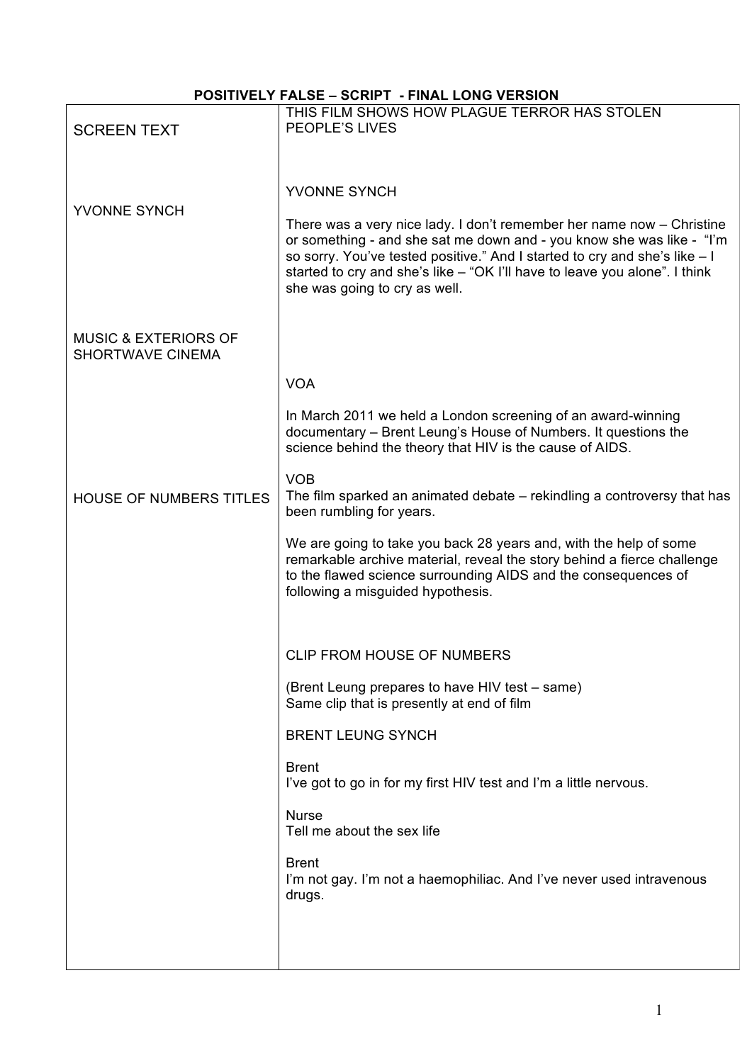**POSITIVELY FALSE – SCRIPT - FINAL LONG VERSION**

| | |
|---|---|
| SCREEN TEXT | THIS FILM SHOWS HOW PLAGUE TERROR HAS STOLEN PEOPLE'S LIVES |
| YVONNE SYNCH | YVONNE SYNCH<br><br>There was a very nice lady. I don't remember her name now – Christine or something - and she sat me down and - you know she was like - "I'm so sorry. You've tested positive." And I started to cry and she's like – I started to cry and she's like – "OK I'll have to leave you alone". I think she was going to cry as well. |
| MUSIC & EXTERIORS OF SHORTWAVE CINEMA | VOA<br><br>In March 2011 we held a London screening of an award-winning documentary – Brent Leung's House of Numbers. It questions the science behind the theory that HIV is the cause of AIDS. |
| HOUSE OF NUMBERS TITLES | VOB<br>The film sparked an animated debate – rekindling a controversy that has been rumbling for years.<br><br>We are going to take you back 28 years and, with the help of some remarkable archive material, reveal the story behind a fierce challenge to the flawed science surrounding AIDS and the consequences of following a misguided hypothesis. |
| | CLIP FROM HOUSE OF NUMBERS<br><br>(Brent Leung prepares to have HIV test – same)<br>Same clip that is presently at end of film<br><br>BRENT LEUNG SYNCH<br><br>Brent<br>I've got to go in for my first HIV test and I'm a little nervous.<br><br>Nurse<br>Tell me about the sex life<br><br>Brent<br>I'm not gay. I'm not a haemophiliac. And I've never used intravenous drugs. |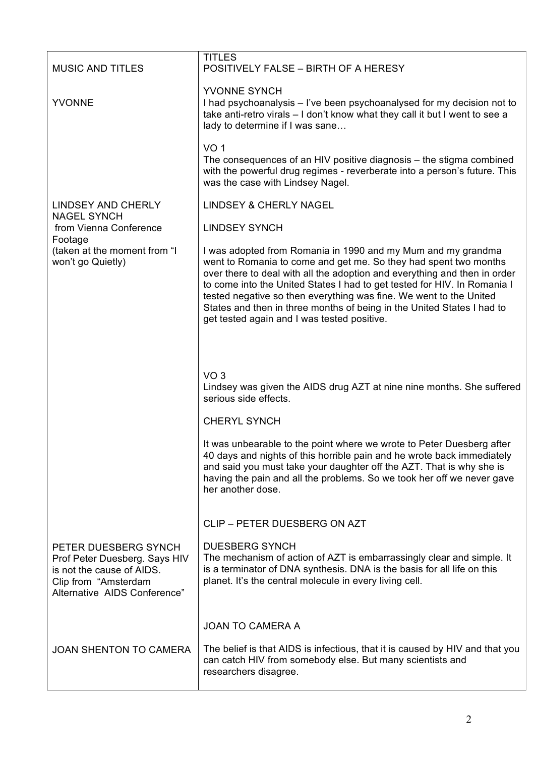| | |
|---|---|
| MUSIC AND TITLES | TITLES<br>POSITIVELY FALSE – BIRTH OF A HERESY |
| YVONNE | YVONNE SYNCH<br>I had psychoanalysis – I've been psychoanalysed for my decision not to take anti-retro virals – I don't know what they call it but I went to see a lady to determine if I was sane…<br><br>VO 1<br>The consequences of an HIV positive diagnosis – the stigma combined with the powerful drug regimes - reverberate into a person's future. This was the case with Lindsey Nagel. |
| LINDSEY AND CHERLY NAGEL SYNCH<br>from Vienna Conference Footage<br>(taken at the moment from "I won't go Quietly) | LINDSEY & CHERLY NAGEL<br><br>LINDSEY SYNCH<br><br>I was adopted from Romania in 1990 and my Mum and my grandma went to Romania to come and get me. So they had spent two months over there to deal with all the adoption and everything and then in order to come into the United States I had to get tested for HIV. In Romania I tested negative so then everything was fine. We went to the United States and then in three months of being in the United States I had to get tested again and I was tested positive.<br><br>VO 3<br>Lindsey was given the AIDS drug AZT at nine nine months. She suffered serious side effects.<br><br>CHERYL SYNCH<br><br>It was unbearable to the point where we wrote to Peter Duesberg after 40 days and nights of this horrible pain and he wrote back immediately and said you must take your daughter off the AZT. That is why she is having the pain and all the problems. So we took her off we never gave her another dose.<br><br>CLIP – PETER DUESBERG ON AZT |
| PETER DUESBERG SYNCH<br>Prof Peter Duesberg. Says HIV is not the cause of AIDS.<br>Clip from "Amsterdam Alternative AIDS Conference" | DUESBERG SYNCH<br>The mechanism of action of AZT is embarrassingly clear and simple. It is a terminator of DNA synthesis. DNA is the basis for all life on this planet. It's the central molecule in every living cell.<br><br>JOAN TO CAMERA A |
| JOAN SHENTON TO CAMERA | The belief is that AIDS is infectious, that it is caused by HIV and that you can catch HIV from somebody else. But many scientists and researchers disagree. |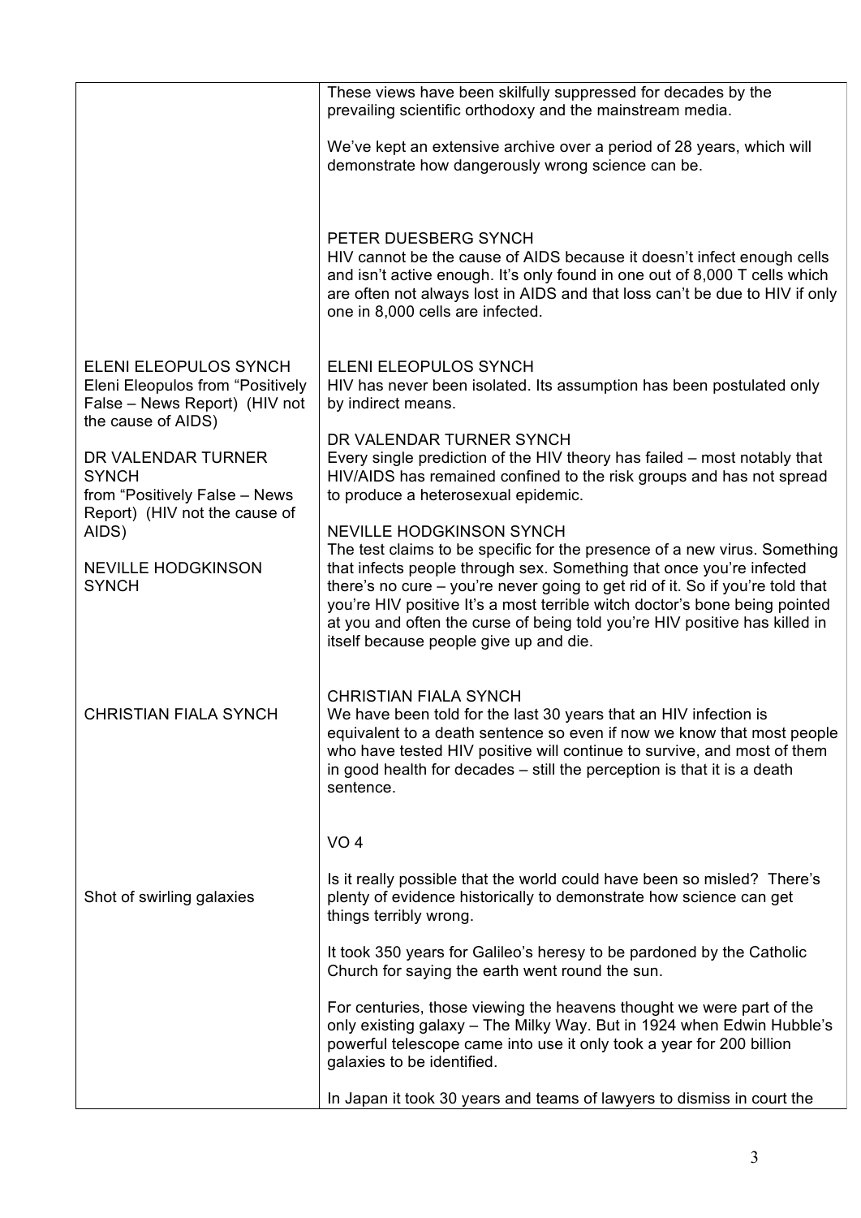| | |
|---|---|
| | These views have been skilfully suppressed for decades by the prevailing scientific orthodoxy and the mainstream media.<br><br>We've kept an extensive archive over a period of 28 years, which will demonstrate how dangerously wrong science can be.<br><br>PETER DUESBERG SYNCH<br>HIV cannot be the cause of AIDS because it doesn't infect enough cells and isn't active enough. It's only found in one out of 8,000 T cells which are often not always lost in AIDS and that loss can't be due to HIV if only one in 8,000 cells are infected. |
| ELENI ELEOPULOS SYNCH<br>Eleni Eleopulos from "Positively False – News Report) (HIV not the cause of AIDS)<br><br>DR VALENDAR TURNER SYNCH<br>from "Positively False – News Report) (HIV not the cause of AIDS)<br><br>NEVILLE HODGKINSON SYNCH | ELENI ELEOPULOS SYNCH<br>HIV has never been isolated. Its assumption has been postulated only by indirect means.<br><br>DR VALENDAR TURNER SYNCH<br>Every single prediction of the HIV theory has failed – most notably that HIV/AIDS has remained confined to the risk groups and has not spread to produce a heterosexual epidemic.<br><br>NEVILLE HODGKINSON SYNCH<br>The test claims to be specific for the presence of a new virus. Something that infects people through sex. Something that once you're infected there's no cure – you're never going to get rid of it. So if you're told that you're HIV positive It's a most terrible witch doctor's bone being pointed at you and often the curse of being told you're HIV positive has killed in itself because people give up and die. |
| CHRISTIAN FIALA SYNCH | CHRISTIAN FIALA SYNCH<br>We have been told for the last 30 years that an HIV infection is equivalent to a death sentence so even if now we know that most people who have tested HIV positive will continue to survive, and most of them in good health for decades – still the perception is that it is a death sentence. |
| Shot of swirling galaxies | VO 4<br><br>Is it really possible that the world could have been so misled? There's plenty of evidence historically to demonstrate how science can get things terribly wrong.<br><br>It took 350 years for Galileo's heresy to be pardoned by the Catholic Church for saying the earth went round the sun.<br><br>For centuries, those viewing the heavens thought we were part of the only existing galaxy – The Milky Way. But in 1924 when Edwin Hubble's powerful telescope came into use it only took a year for 200 billion galaxies to be identified.<br><br>In Japan it took 30 years and teams of lawyers to dismiss in court the |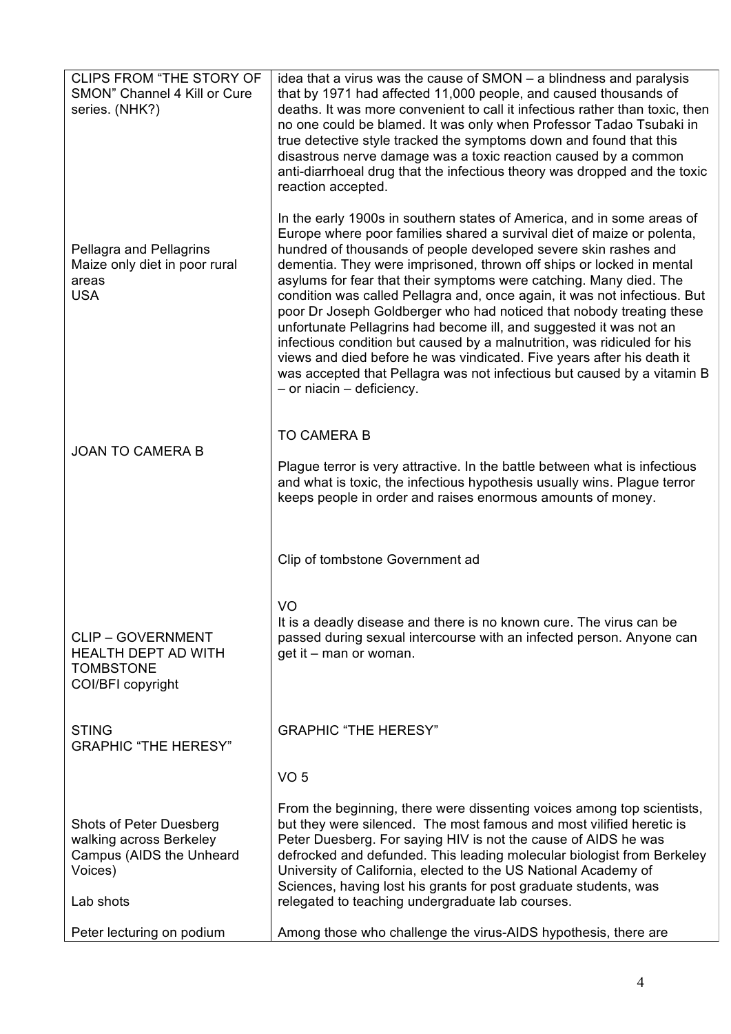| | |
|---|---|
| CLIPS FROM "THE STORY OF SMON" Channel 4 Kill or Cure series. (NHK?) | idea that a virus was the cause of SMON – a blindness and paralysis that by 1971 had affected 11,000 people, and caused thousands of deaths. It was more convenient to call it infectious rather than toxic, then no one could be blamed. It was only when Professor Tadao Tsubaki in true detective style tracked the symptoms down and found that this disastrous nerve damage was a toxic reaction caused by a common anti-diarrhoeal drug that the infectious theory was dropped and the toxic reaction accepted. |
| Pellagra and Pellagrins<br>Maize only diet in poor rural areas<br>USA | In the early 1900s in southern states of America, and in some areas of Europe where poor families shared a survival diet of maize or polenta, hundred of thousands of people developed severe skin rashes and dementia. They were imprisoned, thrown off ships or locked in mental asylums for fear that their symptoms were catching. Many died. The condition was called Pellagra and, once again, it was not infectious. But poor Dr Joseph Goldberger who had noticed that nobody treating these unfortunate Pellagrins had become ill, and suggested it was not an infectious condition but caused by a malnutrition, was ridiculed for his views and died before he was vindicated. Five years after his death it was accepted that Pellagra was not infectious but caused by a vitamin B – or niacin – deficiency. |
| JOAN TO CAMERA B | TO CAMERA B<br><br>Plague terror is very attractive. In the battle between what is infectious and what is toxic, the infectious hypothesis usually wins. Plague terror keeps people in order and raises enormous amounts of money. |
| | Clip of tombstone Government ad |
| CLIP – GOVERNMENT HEALTH DEPT AD WITH TOMBSTONE<br>COI/BFI copyright | VO<br>It is a deadly disease and there is no known cure. The virus can be passed during sexual intercourse with an infected person. Anyone can get it – man or woman. |
| STING<br>GRAPHIC "THE HERESY" | GRAPHIC "THE HERESY" |
| | VO 5 |
| Shots of Peter Duesberg walking across Berkeley Campus (AIDS the Unheard Voices)<br><br>Lab shots | From the beginning, there were dissenting voices among top scientists, but they were silenced. The most famous and most vilified heretic is Peter Duesberg. For saying HIV is not the cause of AIDS he was defrocked and defunded. This leading molecular biologist from Berkeley University of California, elected to the US National Academy of Sciences, having lost his grants for post graduate students, was relegated to teaching undergraduate lab courses. |
| Peter lecturing on podium | Among those who challenge the virus-AIDS hypothesis, there are |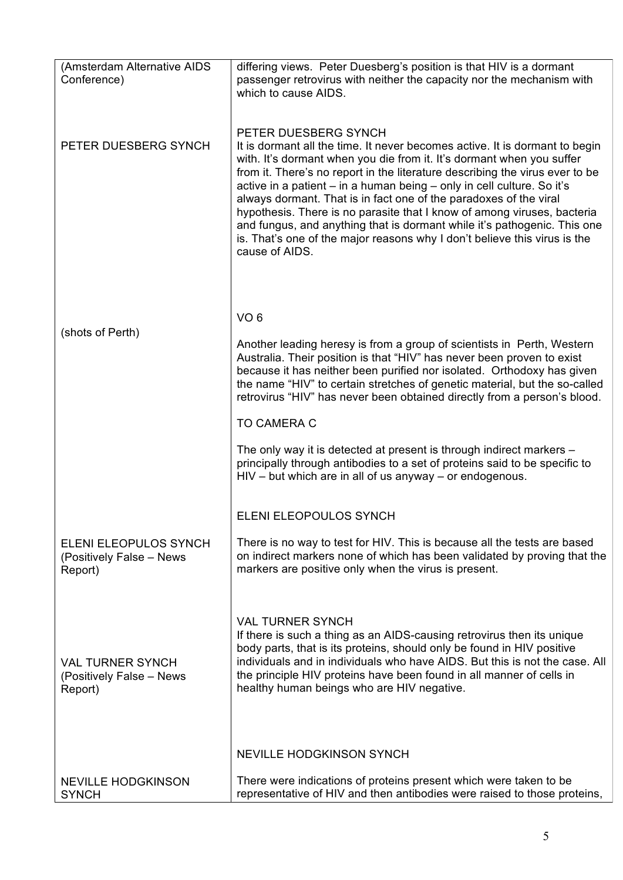| | |
|---|---|
| (Amsterdam Alternative AIDS Conference) | differing views. Peter Duesberg's position is that HIV is a dormant passenger retrovirus with neither the capacity nor the mechanism with which to cause AIDS. |
| PETER DUESBERG SYNCH | PETER DUESBERG SYNCH<br>It is dormant all the time. It never becomes active. It is dormant to begin with. It's dormant when you die from it. It's dormant when you suffer from it. There's no report in the literature describing the virus ever to be active in a patient – in a human being – only in cell culture. So it's always dormant. That is in fact one of the paradoxes of the viral hypothesis. There is no parasite that I know of among viruses, bacteria and fungus, and anything that is dormant while it's pathogenic. This one is. That's one of the major reasons why I don't believe this virus is the cause of AIDS. |
| (shots of Perth) | VO 6<br><br>Another leading heresy is from a group of scientists in Perth, Western Australia. Their position is that "HIV" has never been proven to exist because it has neither been purified nor isolated. Orthodoxy has given the name "HIV" to certain stretches of genetic material, but the so-called retrovirus "HIV" has never been obtained directly from a person's blood.<br><br>TO CAMERA C<br><br>The only way it is detected at present is through indirect markers – principally through antibodies to a set of proteins said to be specific to HIV – but which are in all of us anyway – or endogenous. |
| ELENI ELEOPULOS SYNCH (Positively False – News Report) | ELENI ELEOPOULOS SYNCH<br><br>There is no way to test for HIV. This is because all the tests are based on indirect markers none of which has been validated by proving that the markers are positive only when the virus is present. |
| VAL TURNER SYNCH (Positively False – News Report) | VAL TURNER SYNCH<br>If there is such a thing as an AIDS-causing retrovirus then its unique body parts, that is its proteins, should only be found in HIV positive individuals and in individuals who have AIDS. But this is not the case. All the principle HIV proteins have been found in all manner of cells in healthy human beings who are HIV negative. |
| NEVILLE HODGKINSON SYNCH | NEVILLE HODGKINSON SYNCH<br><br>There were indications of proteins present which were taken to be representative of HIV and then antibodies were raised to those proteins, |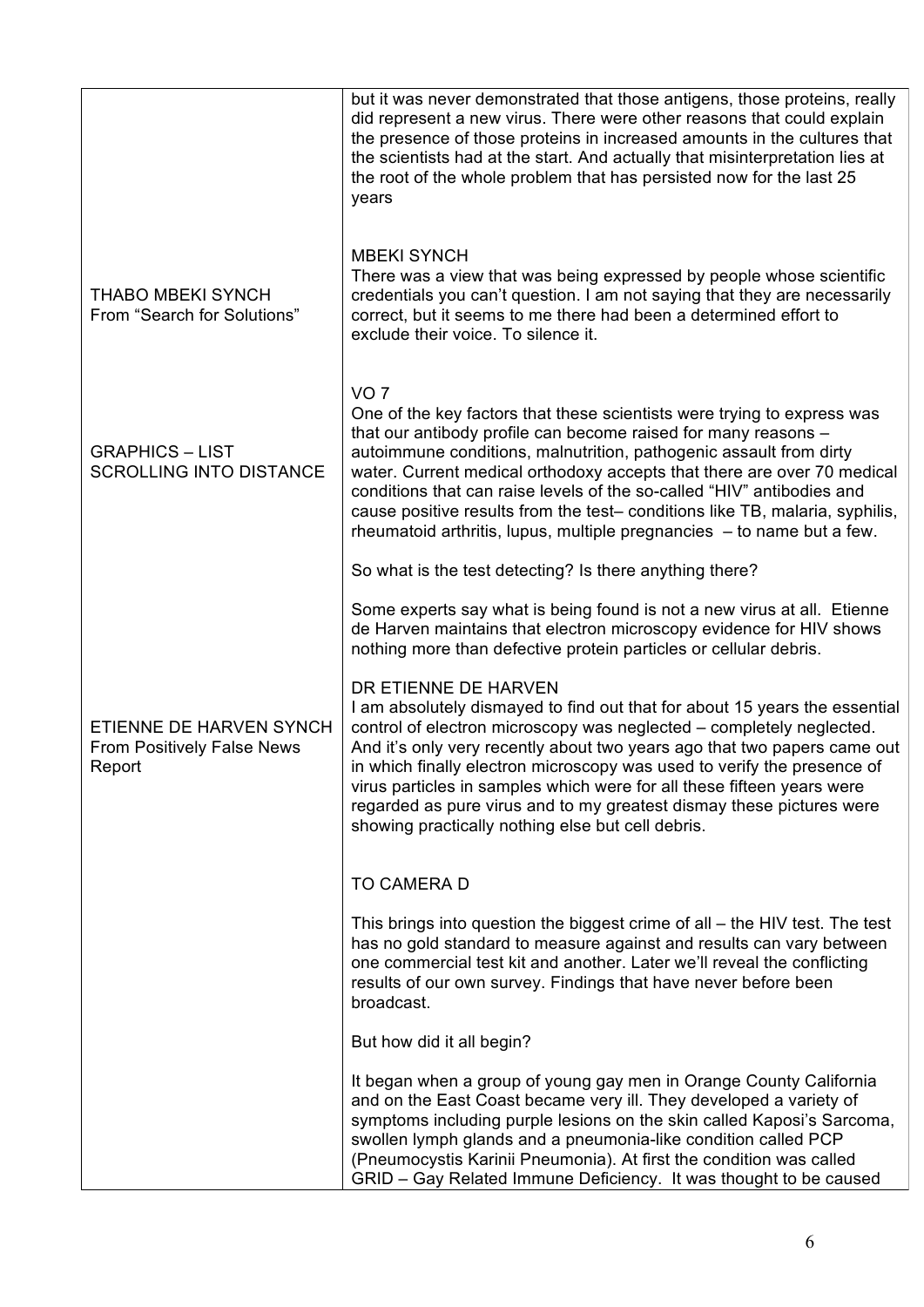| | |
|---|---|
| | but it was never demonstrated that those antigens, those proteins, really did represent a new virus. There were other reasons that could explain the presence of those proteins in increased amounts in the cultures that the scientists had at the start. And actually that misinterpretation lies at the root of the whole problem that has persisted now for the last 25 years |
| THABO MBEKI SYNCH<br>From "Search for Solutions" | MBEKI SYNCH<br>There was a view that was being expressed by people whose scientific credentials you can't question. I am not saying that they are necessarily correct, but it seems to me there had been a determined effort to exclude their voice. To silence it. |
| GRAPHICS – LIST SCROLLING INTO DISTANCE | VO 7<br>One of the key factors that these scientists were trying to express was that our antibody profile can become raised for many reasons – autoimmune conditions, malnutrition, pathogenic assault from dirty water. Current medical orthodoxy accepts that there are over 70 medical conditions that can raise levels of the so-called "HIV" antibodies and cause positive results from the test– conditions like TB, malaria, syphilis, rheumatoid arthritis, lupus, multiple pregnancies – to name but a few.<br><br>So what is the test detecting? Is there anything there?<br><br>Some experts say what is being found is not a new virus at all. Etienne de Harven maintains that electron microscopy evidence for HIV shows nothing more than defective protein particles or cellular debris. |
| ETIENNE DE HARVEN SYNCH<br>From Positively False News Report | DR ETIENNE DE HARVEN<br>I am absolutely dismayed to find out that for about 15 years the essential control of electron microscopy was neglected – completely neglected. And it's only very recently about two years ago that two papers came out in which finally electron microscopy was used to verify the presence of virus particles in samples which were for all these fifteen years were regarded as pure virus and to my greatest dismay these pictures were showing practically nothing else but cell debris. |
| | TO CAMERA D<br><br>This brings into question the biggest crime of all – the HIV test. The test has no gold standard to measure against and results can vary between one commercial test kit and another. Later we'll reveal the conflicting results of our own survey. Findings that have never before been broadcast.<br><br>But how did it all begin?<br><br>It began when a group of young gay men in Orange County California and on the East Coast became very ill. They developed a variety of symptoms including purple lesions on the skin called Kaposi's Sarcoma, swollen lymph glands and a pneumonia-like condition called PCP (Pneumocystis Karinii Pneumonia). At first the condition was called GRID – Gay Related Immune Deficiency. It was thought to be caused |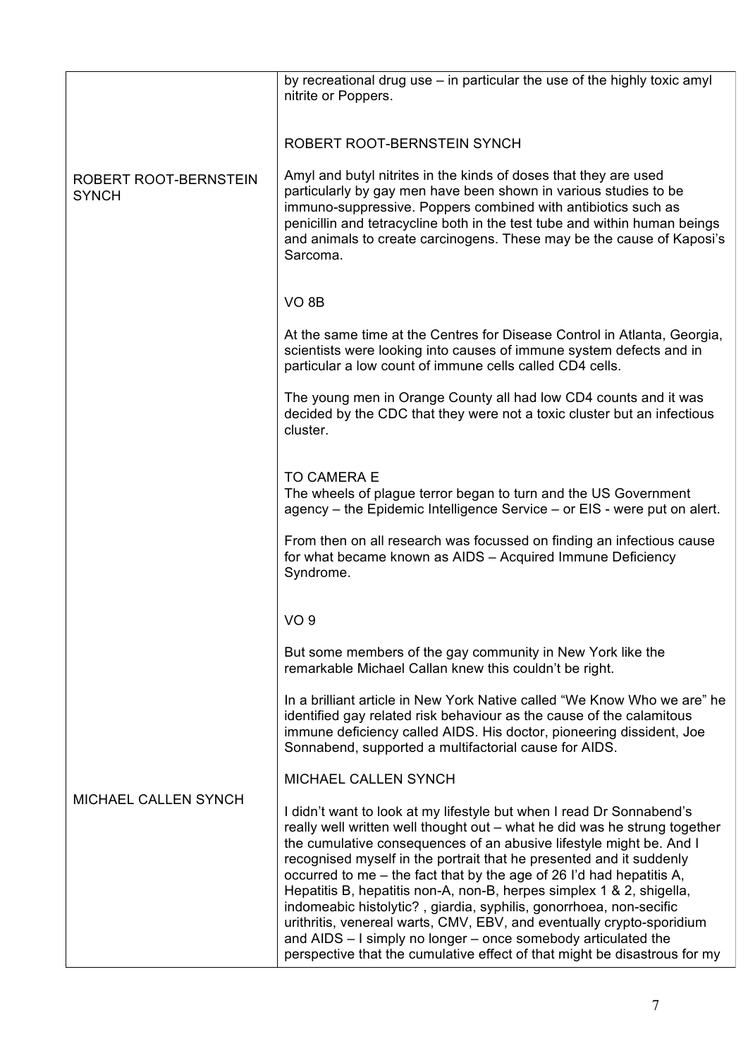| | |
|---|---|
| | by recreational drug use – in particular the use of the highly toxic amyl nitrite or Poppers.<br><br>ROBERT ROOT-BERNSTEIN SYNCH |
| ROBERT ROOT-BERNSTEIN SYNCH | Amyl and butyl nitrites in the kinds of doses that they are used particularly by gay men have been shown in various studies to be immuno-suppressive. Poppers combined with antibiotics such as penicillin and tetracycline both in the test tube and within human beings and animals to create carcinogens. These may be the cause of Kaposi's Sarcoma.<br><br>VO 8B<br><br>At the same time at the Centres for Disease Control in Atlanta, Georgia, scientists were looking into causes of immune system defects and in particular a low count of immune cells called CD4 cells.<br><br>The young men in Orange County all had low CD4 counts and it was decided by the CDC that they were not a toxic cluster but an infectious cluster.<br><br>TO CAMERA E<br>The wheels of plague terror began to turn and the US Government agency – the Epidemic Intelligence Service – or EIS - were put on alert.<br><br>From then on all research was focussed on finding an infectious cause for what became known as AIDS – Acquired Immune Deficiency Syndrome.<br><br>VO 9<br><br>But some members of the gay community in New York like the remarkable Michael Callan knew this couldn't be right.<br><br>In a brilliant article in New York Native called "We Know Who we are" he identified gay related risk behaviour as the cause of the calamitous immune deficiency called AIDS. His doctor, pioneering dissident, Joe Sonnabend, supported a multifactorial cause for AIDS.<br><br>MICHAEL CALLEN SYNCH |
| MICHAEL CALLEN SYNCH | I didn't want to look at my lifestyle but when I read Dr Sonnabend's really well written well thought out – what he did was he strung together the cumulative consequences of an abusive lifestyle might be. And I recognised myself in the portrait that he presented and it suddenly occurred to me – the fact that by the age of 26 I'd had hepatitis A, Hepatitis B, hepatitis non-A, non-B, herpes simplex 1 & 2, shigella, indomeabic histolytic? , giardia, syphilis, gonorrhoea, non-secific urithritis, venereal warts, CMV, EBV, and eventually crypto-sporidium and AIDS – I simply no longer – once somebody articulated the perspective that the cumulative effect of that might be disastrous for my |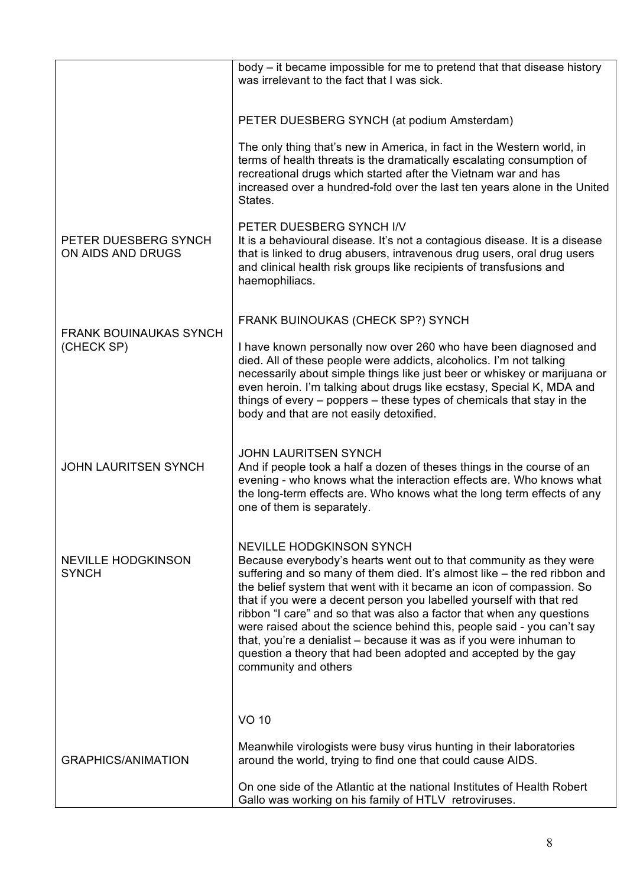| | |
|---|---|
| | body – it became impossible for me to pretend that that disease history was irrelevant to the fact that I was sick.<br><br>PETER DUESBERG SYNCH (at podium Amsterdam)<br><br>The only thing that's new in America, in fact in the Western world, in terms of health threats is the dramatically escalating consumption of recreational drugs which started after the Vietnam war and has increased over a hundred-fold over the last ten years alone in the United States. |
| PETER DUESBERG SYNCH ON AIDS AND DRUGS | PETER DUESBERG SYNCH I/V<br>It is a behavioural disease. It's not a contagious disease. It is a disease that is linked to drug abusers, intravenous drug users, oral drug users and clinical health risk groups like recipients of transfusions and haemophiliacs. |
| FRANK BOUINAUKAS SYNCH (CHECK SP) | FRANK BUINOUKAS (CHECK SP?) SYNCH<br><br>I have known personally now over 260 who have been diagnosed and died. All of these people were addicts, alcoholics. I'm not talking necessarily about simple things like just beer or whiskey or marijuana or even heroin. I'm talking about drugs like ecstasy, Special K, MDA and things of every – poppers – these types of chemicals that stay in the body and that are not easily detoxified. |
| JOHN LAURITSEN SYNCH | JOHN LAURITSEN SYNCH<br>And if people took a half a dozen of theses things in the course of an evening - who knows what the interaction effects are. Who knows what the long-term effects are. Who knows what the long term effects of any one of them is separately. |
| NEVILLE HODGKINSON SYNCH | NEVILLE HODGKINSON SYNCH<br>Because everybody's hearts went out to that community as they were suffering and so many of them died. It's almost like – the red ribbon and the belief system that went with it became an icon of compassion. So that if you were a decent person you labelled yourself with that red ribbon "I care" and so that was also a factor that when any questions were raised about the science behind this, people said - you can't say that, you're a denialist – because it was as if you were inhuman to question a theory that had been adopted and accepted by the gay community and others |
| GRAPHICS/ANIMATION | VO 10<br><br>Meanwhile virologists were busy virus hunting in their laboratories around the world, trying to find one that could cause AIDS.<br><br>On one side of the Atlantic at the national Institutes of Health Robert Gallo was working on his family of HTLV retroviruses. |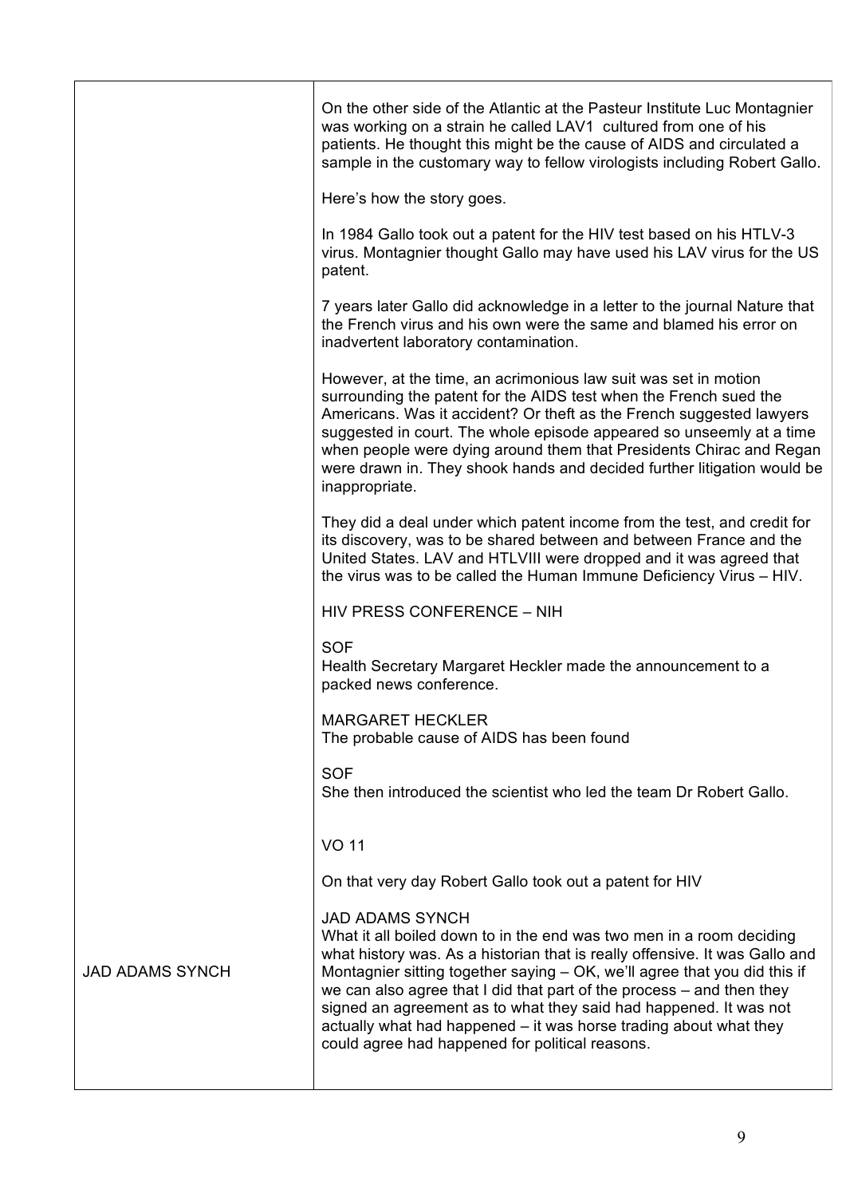| | |
|---|---|
| | On the other side of the Atlantic at the Pasteur Institute Luc Montagnier was working on a strain he called LAV1 cultured from one of his patients. He thought this might be the cause of AIDS and circulated a sample in the customary way to fellow virologists including Robert Gallo.<br><br>Here's how the story goes.<br><br>In 1984 Gallo took out a patent for the HIV test based on his HTLV-3 virus. Montagnier thought Gallo may have used his LAV virus for the US patent.<br><br>7 years later Gallo did acknowledge in a letter to the journal Nature that the French virus and his own were the same and blamed his error on inadvertent laboratory contamination.<br><br>However, at the time, an acrimonious law suit was set in motion surrounding the patent for the AIDS test when the French sued the Americans. Was it accident? Or theft as the French suggested lawyers suggested in court. The whole episode appeared so unseemly at a time when people were dying around them that Presidents Chirac and Regan were drawn in. They shook hands and decided further litigation would be inappropriate.<br><br>They did a deal under which patent income from the test, and credit for its discovery, was to be shared between and between France and the United States. LAV and HTLVIII were dropped and it was agreed that the virus was to be called the Human Immune Deficiency Virus – HIV.<br><br>HIV PRESS CONFERENCE – NIH<br><br>SOF<br>Health Secretary Margaret Heckler made the announcement to a packed news conference.<br><br>MARGARET HECKLER<br>The probable cause of AIDS has been found<br><br>SOF<br>She then introduced the scientist who led the team Dr Robert Gallo.<br><br>VO 11<br><br>On that very day Robert Gallo took out a patent for HIV |
| JAD ADAMS SYNCH | JAD ADAMS SYNCH<br>What it all boiled down to in the end was two men in a room deciding what history was. As a historian that is really offensive. It was Gallo and Montagnier sitting together saying – OK, we'll agree that you did this if we can also agree that I did that part of the process – and then they signed an agreement as to what they said had happened. It was not actually what had happened – it was horse trading about what they could agree had happened for political reasons. |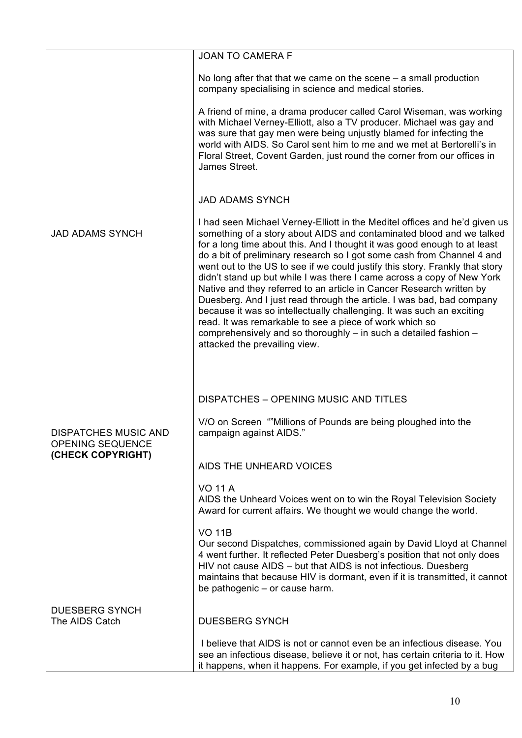| | |
|---|---|
| | JOAN TO CAMERA F<br><br>No long after that that we came on the scene – a small production company specialising in science and medical stories.<br><br>A friend of mine, a drama producer called Carol Wiseman, was working with Michael Verney-Elliott, also a TV producer. Michael was gay and was sure that gay men were being unjustly blamed for infecting the world with AIDS. So Carol sent him to me and we met at Bertorelli's in Floral Street, Covent Garden, just round the corner from our offices in James Street. |
| JAD ADAMS SYNCH | JAD ADAMS SYNCH<br><br>I had seen Michael Verney-Elliott in the Meditel offices and he'd given us something of a story about AIDS and contaminated blood and we talked for a long time about this. And I thought it was good enough to at least do a bit of preliminary research so I got some cash from Channel 4 and went out to the US to see if we could justify this story. Frankly that story didn't stand up but while I was there I came across a copy of New York Native and they referred to an article in Cancer Research written by Duesberg. And I just read through the article. I was bad, bad company because it was so intellectually challenging. It was such an exciting read. It was remarkable to see a piece of work which so comprehensively and so thoroughly – in such a detailed fashion – attacked the prevailing view. |
| DISPATCHES MUSIC AND OPENING SEQUENCE **(CHECK COPYRIGHT)** | DISPATCHES – OPENING MUSIC AND TITLES<br><br>V/O on Screen ""Millions of Pounds are being ploughed into the campaign against AIDS."<br><br>AIDS THE UNHEARD VOICES<br><br>VO 11 A<br>AIDS the Unheard Voices went on to win the Royal Television Society Award for current affairs. We thought we would change the world.<br><br>VO 11B<br>Our second Dispatches, commissioned again by David Lloyd at Channel 4 went further. It reflected Peter Duesberg's position that not only does HIV not cause AIDS – but that AIDS is not infectious. Duesberg maintains that because HIV is dormant, even if it is transmitted, it cannot be pathogenic – or cause harm. |
| DUESBERG SYNCH<br>The AIDS Catch | DUESBERG SYNCH<br><br>I believe that AIDS is not or cannot even be an infectious disease. You see an infectious disease, believe it or not, has certain criteria to it. How it happens, when it happens. For example, if you get infected by a bug |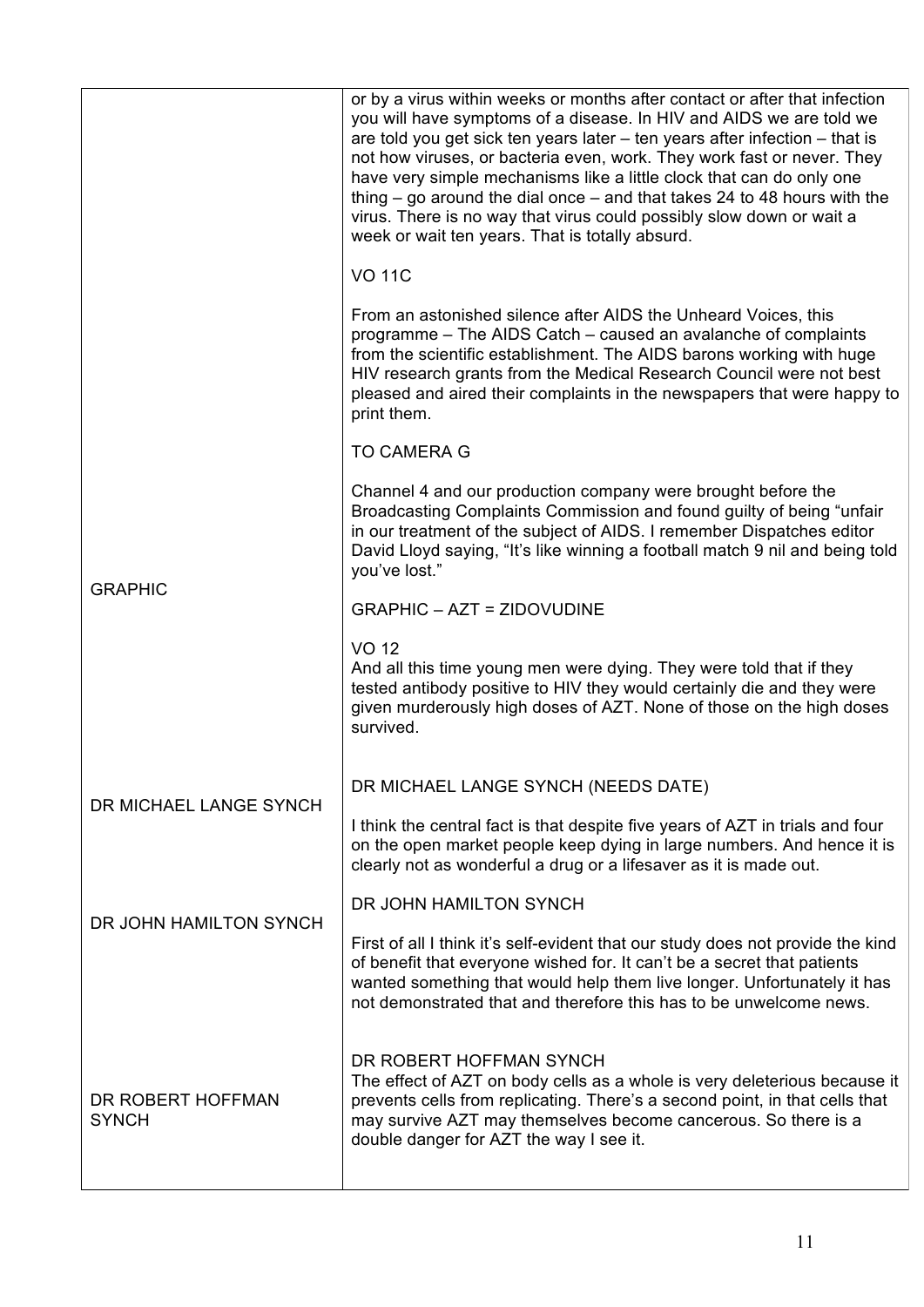| | |
|---|---|
| | or by a virus within weeks or months after contact or after that infection you will have symptoms of a disease. In HIV and AIDS we are told we are told you get sick ten years later – ten years after infection – that is not how viruses, or bacteria even, work. They work fast or never. They have very simple mechanisms like a little clock that can do only one thing – go around the dial once – and that takes 24 to 48 hours with the virus. There is no way that virus could possibly slow down or wait a week or wait ten years. That is totally absurd.<br><br>VO 11C<br><br>From an astonished silence after AIDS the Unheard Voices, this programme – The AIDS Catch – caused an avalanche of complaints from the scientific establishment. The AIDS barons working with huge HIV research grants from the Medical Research Council were not best pleased and aired their complaints in the newspapers that were happy to print them.<br><br>TO CAMERA G<br><br>Channel 4 and our production company were brought before the Broadcasting Complaints Commission and found guilty of being "unfair in our treatment of the subject of AIDS. I remember Dispatches editor David Lloyd saying, "It's like winning a football match 9 nil and being told you've lost." |
| GRAPHIC | GRAPHIC – AZT = ZIDOVUDINE<br><br>VO 12<br>And all this time young men were dying. They were told that if they tested antibody positive to HIV they would certainly die and they were given murderously high doses of AZT. None of those on the high doses survived. |
| DR MICHAEL LANGE SYNCH | DR MICHAEL LANGE SYNCH (NEEDS DATE)<br><br>I think the central fact is that despite five years of AZT in trials and four on the open market people keep dying in large numbers. And hence it is clearly not as wonderful a drug or a lifesaver as it is made out. |
| DR JOHN HAMILTON SYNCH | DR JOHN HAMILTON SYNCH<br><br>First of all I think it's self-evident that our study does not provide the kind of benefit that everyone wished for. It can't be a secret that patients wanted something that would help them live longer. Unfortunately it has not demonstrated that and therefore this has to be unwelcome news. |
| DR ROBERT HOFFMAN SYNCH | DR ROBERT HOFFMAN SYNCH<br>The effect of AZT on body cells as a whole is very deleterious because it prevents cells from replicating. There's a second point, in that cells that may survive AZT may themselves become cancerous. So there is a double danger for AZT the way I see it. |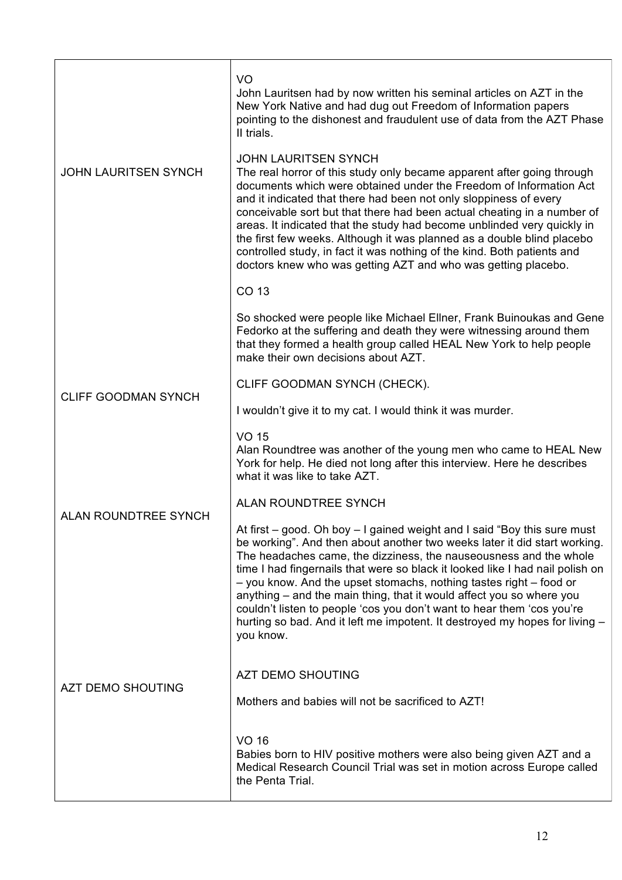| | |
|---|---|
| | VO<br>John Lauritsen had by now written his seminal articles on AZT in the New York Native and had dug out Freedom of Information papers pointing to the dishonest and fraudulent use of data from the AZT Phase II trials. |
| JOHN LAURITSEN SYNCH | JOHN LAURITSEN SYNCH<br>The real horror of this study only became apparent after going through documents which were obtained under the Freedom of Information Act and it indicated that there had been not only sloppiness of every conceivable sort but that there had been actual cheating in a number of areas. It indicated that the study had become unblinded very quickly in the first few weeks. Although it was planned as a double blind placebo controlled study, in fact it was nothing of the kind. Both patients and doctors knew who was getting AZT and who was getting placebo. |
| | CO 13<br><br>So shocked were people like Michael Ellner, Frank Buinoukas and Gene Fedorko at the suffering and death they were witnessing around them that they formed a health group called HEAL New York to help people make their own decisions about AZT. |
| CLIFF GOODMAN SYNCH | CLIFF GOODMAN SYNCH (CHECK).<br><br>I wouldn't give it to my cat. I would think it was murder. |
| | VO 15<br>Alan Roundtree was another of the young men who came to HEAL New York for help. He died not long after this interview. Here he describes what it was like to take AZT. |
| ALAN ROUNDTREE SYNCH | ALAN ROUNDTREE SYNCH<br><br>At first – good. Oh boy – I gained weight and I said "Boy this sure must be working". And then about another two weeks later it did start working. The headaches came, the dizziness, the nauseousness and the whole time I had fingernails that were so black it looked like I had nail polish on – you know. And the upset stomachs, nothing tastes right – food or anything – and the main thing, that it would affect you so where you couldn't listen to people 'cos you don't want to hear them 'cos you're hurting so bad. And it left me impotent. It destroyed my hopes for living – you know. |
| AZT DEMO SHOUTING | AZT DEMO SHOUTING<br><br>Mothers and babies will not be sacrificed to AZT! |
| | VO 16<br>Babies born to HIV positive mothers were also being given AZT and a Medical Research Council Trial was set in motion across Europe called the Penta Trial. |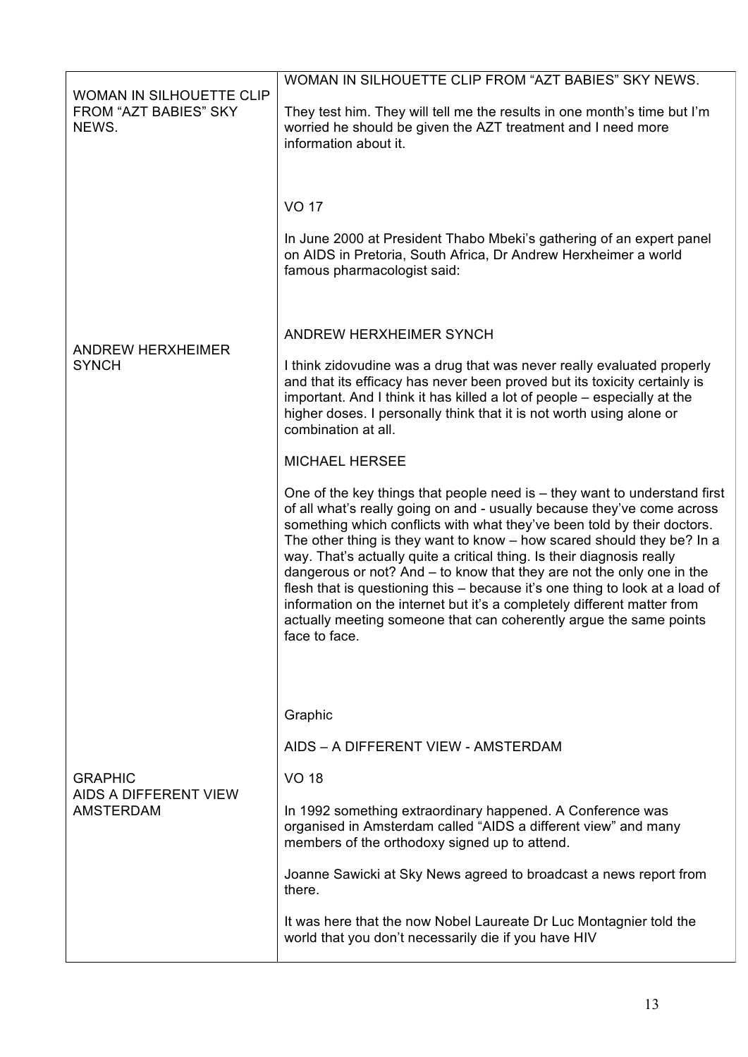| | |
|---|---|
| WOMAN IN SILHOUETTE CLIP FROM "AZT BABIES" SKY NEWS. | WOMAN IN SILHOUETTE CLIP FROM "AZT BABIES" SKY NEWS.<br><br>They test him. They will tell me the results in one month's time but I'm worried he should be given the AZT treatment and I need more information about it.<br><br>VO 17<br><br>In June 2000 at President Thabo Mbeki's gathering of an expert panel on AIDS in Pretoria, South Africa, Dr Andrew Herxheimer a world famous pharmacologist said: |
| ANDREW HERXHEIMER SYNCH | ANDREW HERXHEIMER SYNCH<br><br>I think zidovudine was a drug that was never really evaluated properly and that its efficacy has never been proved but its toxicity certainly is important. And I think it has killed a lot of people – especially at the higher doses. I personally think that it is not worth using alone or combination at all.<br><br>MICHAEL HERSEE<br><br>One of the key things that people need is – they want to understand first of all what's really going on and - usually because they've come across something which conflicts with what they've been told by their doctors. The other thing is they want to know – how scared should they be? In a way. That's actually quite a critical thing. Is their diagnosis really dangerous or not? And – to know that they are not the only one in the flesh that is questioning this – because it's one thing to look at a load of information on the internet but it's a completely different matter from actually meeting someone that can coherently argue the same points face to face. |
| GRAPHIC<br>AIDS A DIFFERENT VIEW AMSTERDAM | Graphic<br><br>AIDS – A DIFFERENT VIEW - AMSTERDAM<br><br>VO 18<br><br>In 1992 something extraordinary happened. A Conference was organised in Amsterdam called "AIDS a different view" and many members of the orthodoxy signed up to attend.<br><br>Joanne Sawicki at Sky News agreed to broadcast a news report from there.<br><br>It was here that the now Nobel Laureate Dr Luc Montagnier told the world that you don't necessarily die if you have HIV |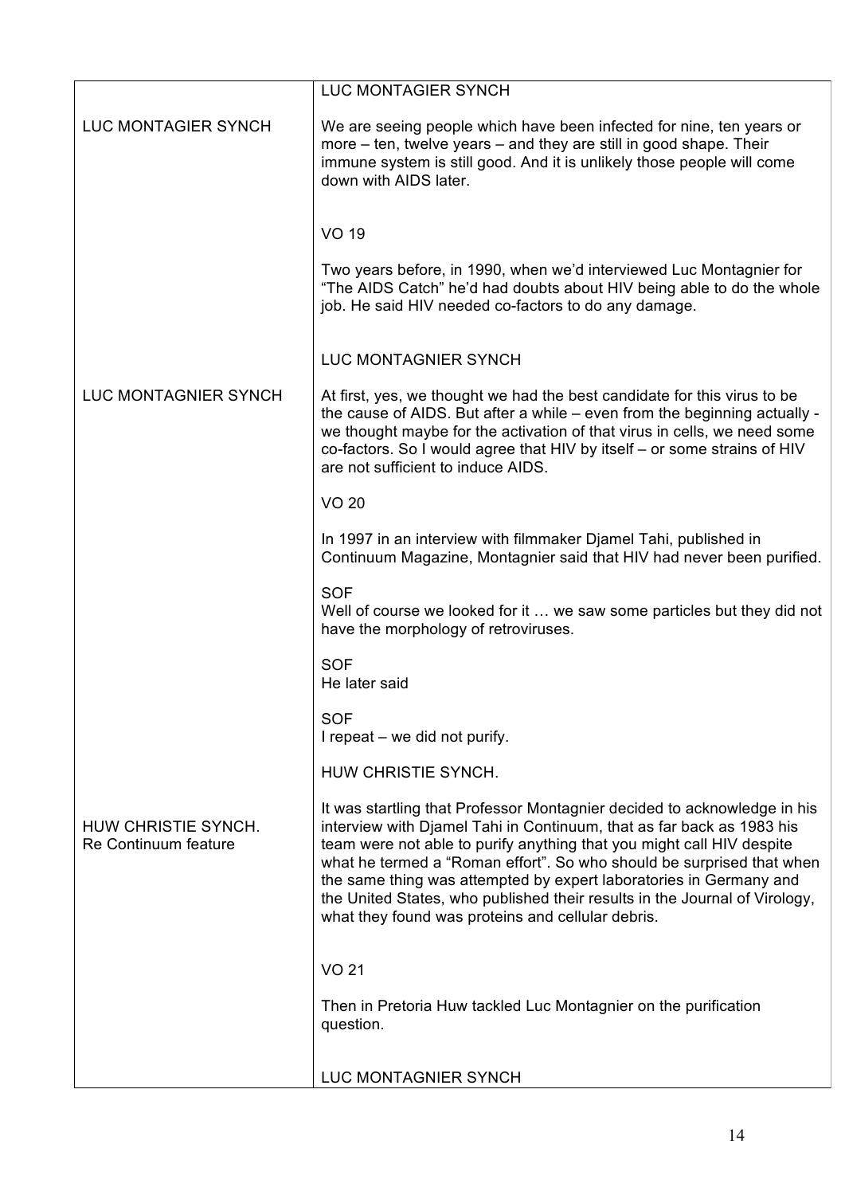| | |
|---|---|
| | LUC MONTAGIER SYNCH |
| LUC MONTAGIER SYNCH | We are seeing people which have been infected for nine, ten years or more – ten, twelve years – and they are still in good shape. Their immune system is still good. And it is unlikely those people will come down with AIDS later. |
| | VO 19<br><br>Two years before, in 1990, when we'd interviewed Luc Montagnier for "The AIDS Catch" he'd had doubts about HIV being able to do the whole job. He said HIV needed co-factors to do any damage. |
| | LUC MONTAGNIER SYNCH |
| LUC MONTAGNIER SYNCH | At first, yes, we thought we had the best candidate for this virus to be the cause of AIDS. But after a while – even from the beginning actually - we thought maybe for the activation of that virus in cells, we need some co-factors. So I would agree that HIV by itself – or some strains of HIV are not sufficient to induce AIDS.<br><br>VO 20<br><br>In 1997 in an interview with filmmaker Djamel Tahi, published in Continuum Magazine, Montagnier said that HIV had never been purified.<br><br>SOF<br>Well of course we looked for it … we saw some particles but they did not have the morphology of retroviruses.<br><br>SOF<br>He later said<br><br>SOF<br>I repeat – we did not purify.<br><br>HUW CHRISTIE SYNCH. |
| HUW CHRISTIE SYNCH.<br>Re Continuum feature | It was startling that Professor Montagnier decided to acknowledge in his interview with Djamel Tahi in Continuum, that as far back as 1983 his team were not able to purify anything that you might call HIV despite what he termed a "Roman effort". So who should be surprised that when the same thing was attempted by expert laboratories in Germany and the United States, who published their results in the Journal of Virology, what they found was proteins and cellular debris. |
| | VO 21<br><br>Then in Pretoria Huw tackled Luc Montagnier on the purification question. |
| | LUC MONTAGNIER SYNCH |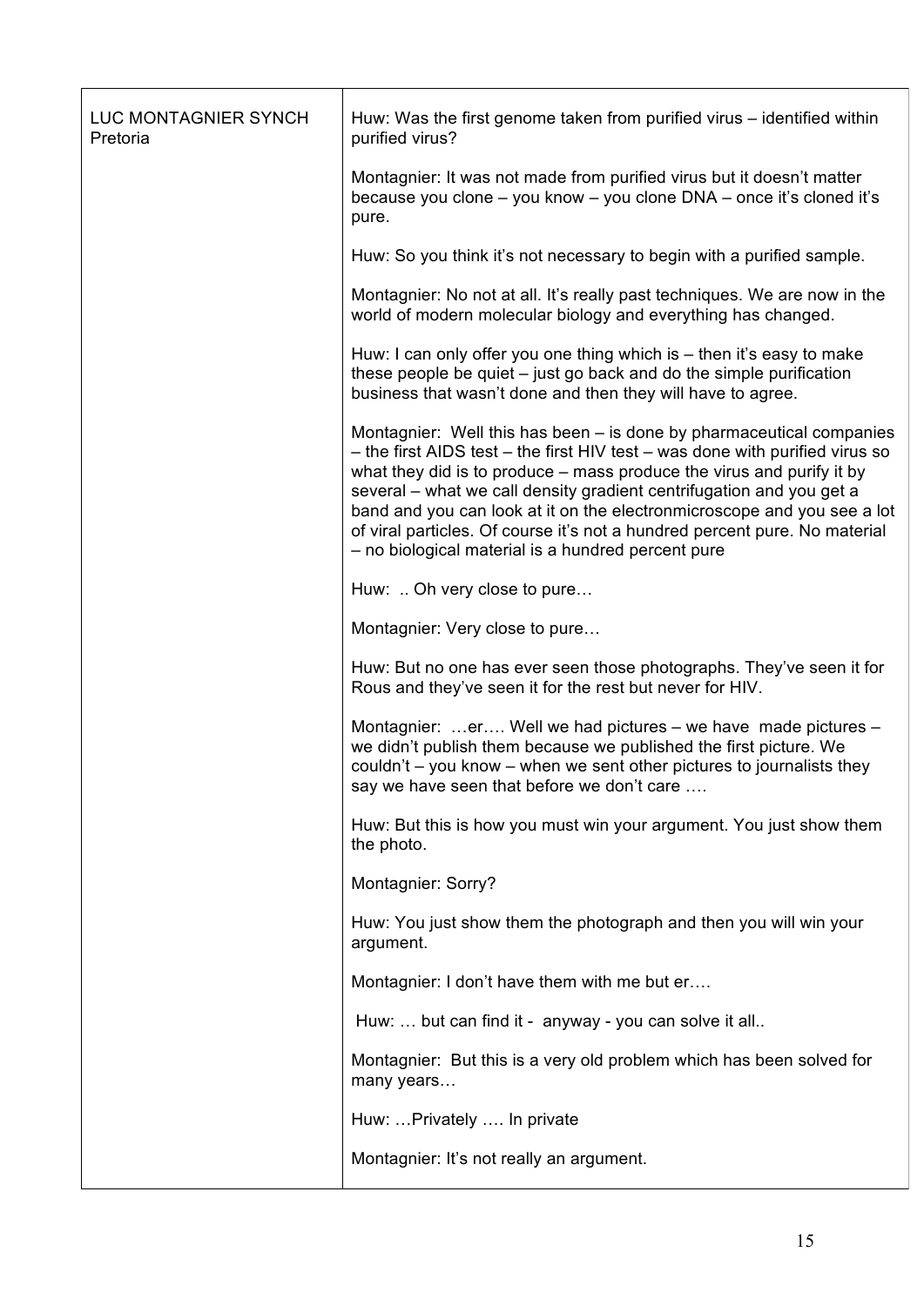| LUC MONTAGNIER SYNCH Pretoria | Huw: Was the first genome taken from purified virus – identified within purified virus?<br><br>Montagnier: It was not made from purified virus but it doesn't matter because you clone – you know – you clone DNA – once it's cloned it's pure.<br><br>Huw: So you think it's not necessary to begin with a purified sample.<br><br>Montagnier: No not at all. It's really past techniques. We are now in the world of modern molecular biology and everything has changed.<br><br>Huw: I can only offer you one thing which is – then it's easy to make these people be quiet – just go back and do the simple purification business that wasn't done and then they will have to agree.<br><br>Montagnier: Well this has been – is done by pharmaceutical companies – the first AIDS test – the first HIV test – was done with purified virus so what they did is to produce – mass produce the virus and purify it by several – what we call density gradient centrifugation and you get a band and you can look at it on the electronmicroscope and you see a lot of viral particles. Of course it's not a hundred percent pure. No material – no biological material is a hundred percent pure<br><br>Huw: .. Oh very close to pure…<br><br>Montagnier: Very close to pure…<br><br>Huw: But no one has ever seen those photographs. They've seen it for Rous and they've seen it for the rest but never for HIV.<br><br>Montagnier: …er…. Well we had pictures – we have made pictures – we didn't publish them because we published the first picture. We couldn't – you know – when we sent other pictures to journalists they say we have seen that before we don't care ….<br><br>Huw: But this is how you must win your argument. You just show them the photo.<br><br>Montagnier: Sorry?<br><br>Huw: You just show them the photograph and then you will win your argument.<br><br>Montagnier: I don't have them with me but er….<br><br>Huw: … but can find it - anyway - you can solve it all..<br><br>Montagnier: But this is a very old problem which has been solved for many years…<br><br>Huw: …Privately …. In private<br><br>Montagnier: It's not really an argument. |
|---|---|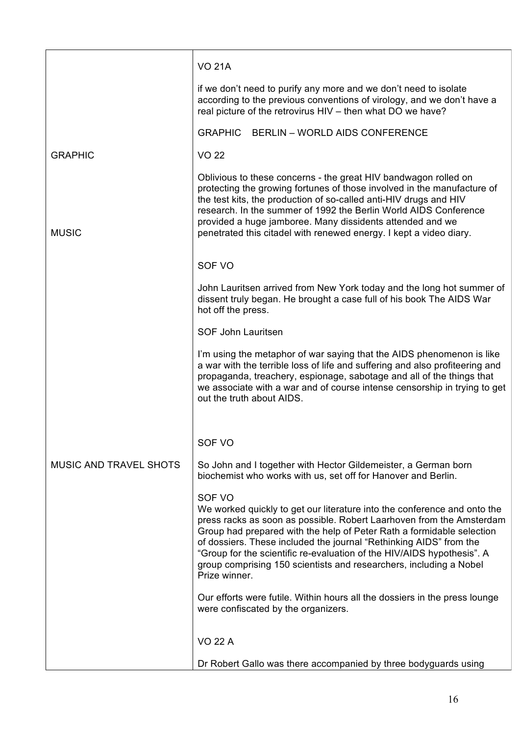| | |
|---|---|
| | VO 21A<br><br>if we don't need to purify any more and we don't need to isolate according to the previous conventions of virology, and we don't have a real picture of the retrovirus HIV – then what DO we have?<br><br>GRAPHIC BERLIN – WORLD AIDS CONFERENCE |
| GRAPHIC<br><br><br><br><br><br>MUSIC | VO 22<br><br>Oblivious to these concerns - the great HIV bandwagon rolled on protecting the growing fortunes of those involved in the manufacture of the test kits, the production of so-called anti-HIV drugs and HIV research. In the summer of 1992 the Berlin World AIDS Conference provided a huge jamboree. Many dissidents attended and we penetrated this citadel with renewed energy. I kept a video diary. |
| | SOF VO<br><br>John Lauritsen arrived from New York today and the long hot summer of dissent truly began. He brought a case full of his book The AIDS War hot off the press.<br><br>SOF John Lauritsen<br><br>I'm using the metaphor of war saying that the AIDS phenomenon is like a war with the terrible loss of life and suffering and also profiteering and propaganda, treachery, espionage, sabotage and all of the things that we associate with a war and of course intense censorship in trying to get out the truth about AIDS. |
| <br><br>MUSIC AND TRAVEL SHOTS | SOF VO<br><br>So John and I together with Hector Gildemeister, a German born biochemist who works with us, set off for Hanover and Berlin.<br><br>SOF VO<br>We worked quickly to get our literature into the conference and onto the press racks as soon as possible. Robert Laarhoven from the Amsterdam Group had prepared with the help of Peter Rath a formidable selection of dossiers. These included the journal "Rethinking AIDS" from the "Group for the scientific re-evaluation of the HIV/AIDS hypothesis". A group comprising 150 scientists and researchers, including a Nobel Prize winner.<br><br>Our efforts were futile. Within hours all the dossiers in the press lounge were confiscated by the organizers. |
| | VO 22 A<br><br>Dr Robert Gallo was there accompanied by three bodyguards using |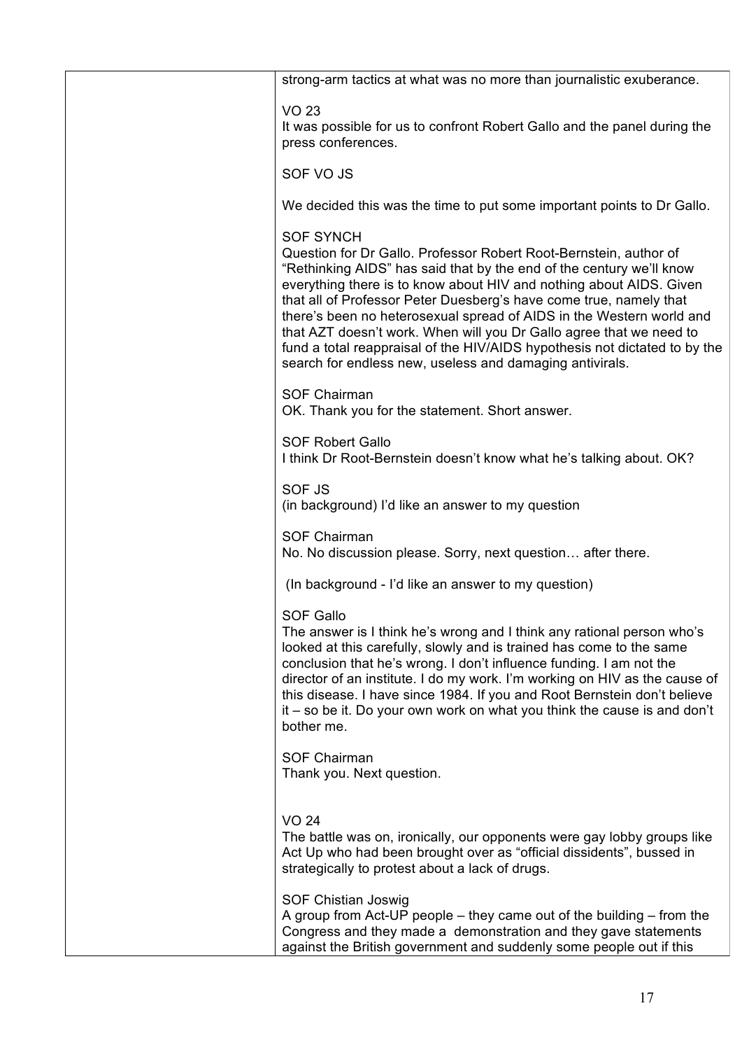| | |
|---|---|
| | strong-arm tactics at what was no more than journalistic exuberance.<br><br>VO 23<br>It was possible for us to confront Robert Gallo and the panel during the press conferences.<br><br>SOF VO JS<br><br>We decided this was the time to put some important points to Dr Gallo.<br><br>SOF SYNCH<br>Question for Dr Gallo. Professor Robert Root-Bernstein, author of "Rethinking AIDS" has said that by the end of the century we'll know everything there is to know about HIV and nothing about AIDS. Given that all of Professor Peter Duesberg's have come true, namely that there's been no heterosexual spread of AIDS in the Western world and that AZT doesn't work. When will you Dr Gallo agree that we need to fund a total reappraisal of the HIV/AIDS hypothesis not dictated to by the search for endless new, useless and damaging antivirals.<br><br>SOF Chairman<br>OK. Thank you for the statement. Short answer.<br><br>SOF Robert Gallo<br>I think Dr Root-Bernstein doesn't know what he's talking about. OK?<br><br>SOF JS<br>(in background) I'd like an answer to my question<br><br>SOF Chairman<br>No. No discussion please. Sorry, next question… after there.<br><br>(In background - I'd like an answer to my question)<br><br>SOF Gallo<br>The answer is I think he's wrong and I think any rational person who's looked at this carefully, slowly and is trained has come to the same conclusion that he's wrong. I don't influence funding. I am not the director of an institute. I do my work. I'm working on HIV as the cause of this disease. I have since 1984. If you and Root Bernstein don't believe it – so be it. Do your own work on what you think the cause is and don't bother me.<br><br>SOF Chairman<br>Thank you. Next question.<br><br>VO 24<br>The battle was on, ironically, our opponents were gay lobby groups like Act Up who had been brought over as "official dissidents", bussed in strategically to protest about a lack of drugs.<br><br>SOF Chistian Joswig<br>A group from Act-UP people – they came out of the building – from the Congress and they made a demonstration and they gave statements against the British government and suddenly some people out if this |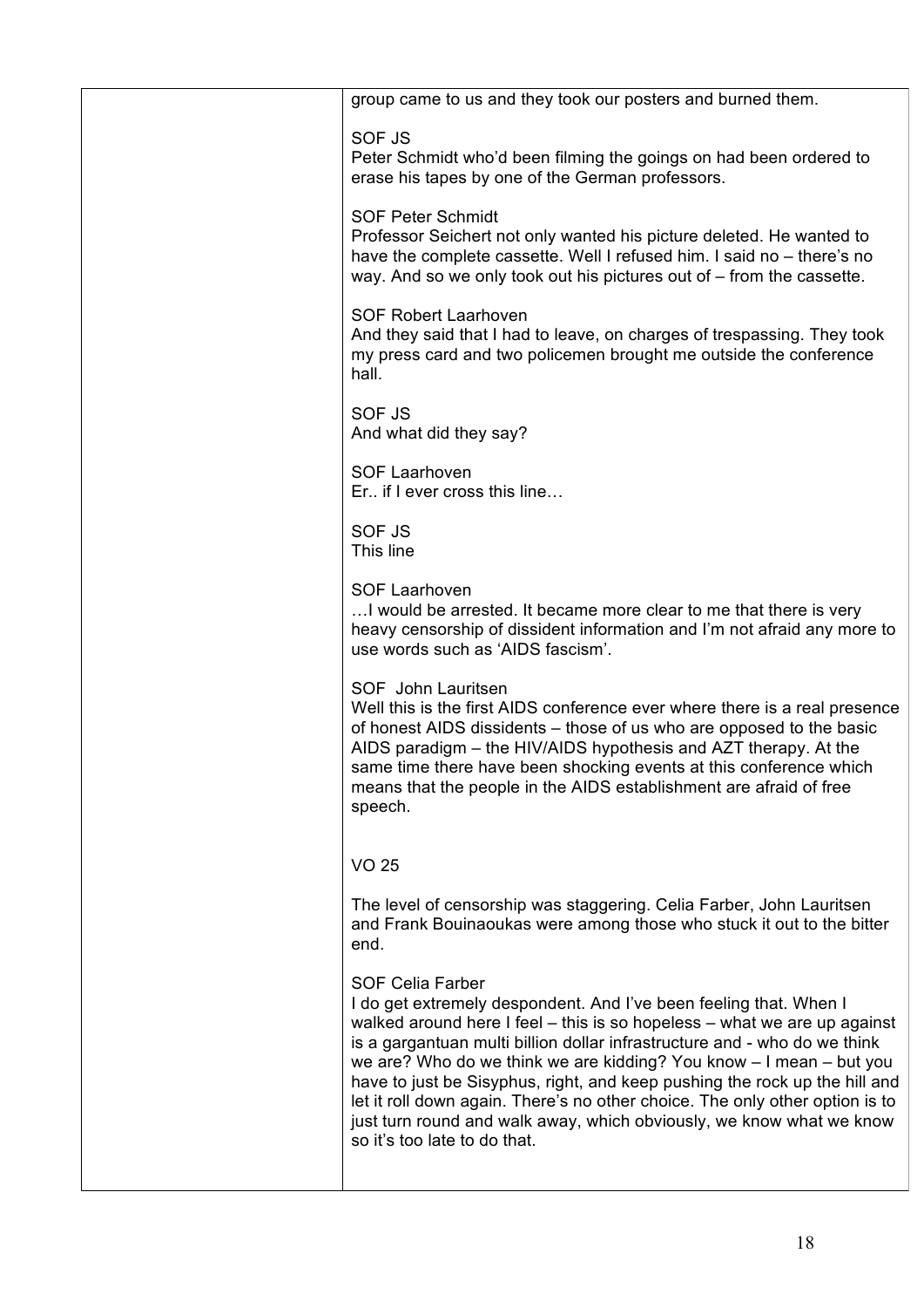| | |
|---|---|
| | group came to us and they took our posters and burned them.<br><br>SOF JS<br>Peter Schmidt who'd been filming the goings on had been ordered to erase his tapes by one of the German professors.<br><br>SOF Peter Schmidt<br>Professor Seichert not only wanted his picture deleted. He wanted to have the complete cassette. Well I refused him. I said no – there's no way. And so we only took out his pictures out of – from the cassette.<br><br>SOF Robert Laarhoven<br>And they said that I had to leave, on charges of trespassing. They took my press card and two policemen brought me outside the conference hall.<br><br>SOF JS<br>And what did they say?<br><br>SOF Laarhoven<br>Er.. if I ever cross this line…<br><br>SOF JS<br>This line<br><br>SOF Laarhoven<br>…I would be arrested. It became more clear to me that there is very heavy censorship of dissident information and I'm not afraid any more to use words such as 'AIDS fascism'.<br><br>SOF John Lauritsen<br>Well this is the first AIDS conference ever where there is a real presence of honest AIDS dissidents – those of us who are opposed to the basic AIDS paradigm – the HIV/AIDS hypothesis and AZT therapy. At the same time there have been shocking events at this conference which means that the people in the AIDS establishment are afraid of free speech.<br><br>VO 25<br><br>The level of censorship was staggering. Celia Farber, John Lauritsen and Frank Bouinaoukas were among those who stuck it out to the bitter end.<br><br>SOF Celia Farber<br>I do get extremely despondent. And I've been feeling that. When I walked around here I feel – this is so hopeless – what we are up against is a gargantuan multi billion dollar infrastructure and - who do we think we are? Who do we think we are kidding? You know – I mean – but you have to just be Sisyphus, right, and keep pushing the rock up the hill and let it roll down again. There's no other choice. The only other option is to just turn round and walk away, which obviously, we know what we know so it's too late to do that. |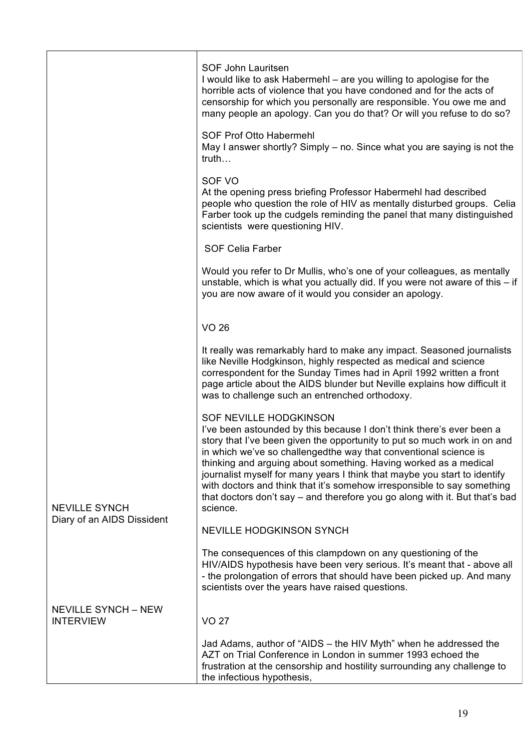| | |
|---|---|
| | SOF John Lauritsen<br>I would like to ask Habermehl – are you willing to apologise for the horrible acts of violence that you have condoned and for the acts of censorship for which you personally are responsible. You owe me and many people an apology. Can you do that? Or will you refuse to do so?<br><br>SOF Prof Otto Habermehl<br>May I answer shortly? Simply – no. Since what you are saying is not the truth…<br><br>SOF VO<br>At the opening press briefing Professor Habermehl had described people who question the role of HIV as mentally disturbed groups. Celia Farber took up the cudgels reminding the panel that many distinguished scientists were questioning HIV.<br><br>SOF Celia Farber<br><br>Would you refer to Dr Mullis, who's one of your colleagues, as mentally unstable, which is what you actually did. If you were not aware of this – if you are now aware of it would you consider an apology.<br><br><br>VO 26<br><br>It really was remarkably hard to make any impact. Seasoned journalists like Neville Hodgkinson, highly respected as medical and science correspondent for the Sunday Times had in April 1992 written a front page article about the AIDS blunder but Neville explains how difficult it was to challenge such an entrenched orthodoxy.<br><br>SOF NEVILLE HODGKINSON<br>I've been astounded by this because I don't think there's ever been a story that I've been given the opportunity to put so much work in on and in which we've so challengedthe way that conventional science is thinking and arguing about something. Having worked as a medical journalist myself for many years I think that maybe you start to identify with doctors and think that it's somehow irresponsible to say something that doctors don't say – and therefore you go along with it. But that's bad science. |
| NEVILLE SYNCH<br>Diary of an AIDS Dissident | NEVILLE HODGKINSON SYNCH<br><br>The consequences of this clampdown on any questioning of the HIV/AIDS hypothesis have been very serious. It's meant that - above all - the prolongation of errors that should have been picked up. And many scientists over the years have raised questions. |
| NEVILLE SYNCH – NEW INTERVIEW | VO 27<br><br>Jad Adams, author of "AIDS – the HIV Myth" when he addressed the AZT on Trial Conference in London in summer 1993 echoed the frustration at the censorship and hostility surrounding any challenge to the infectious hypothesis, |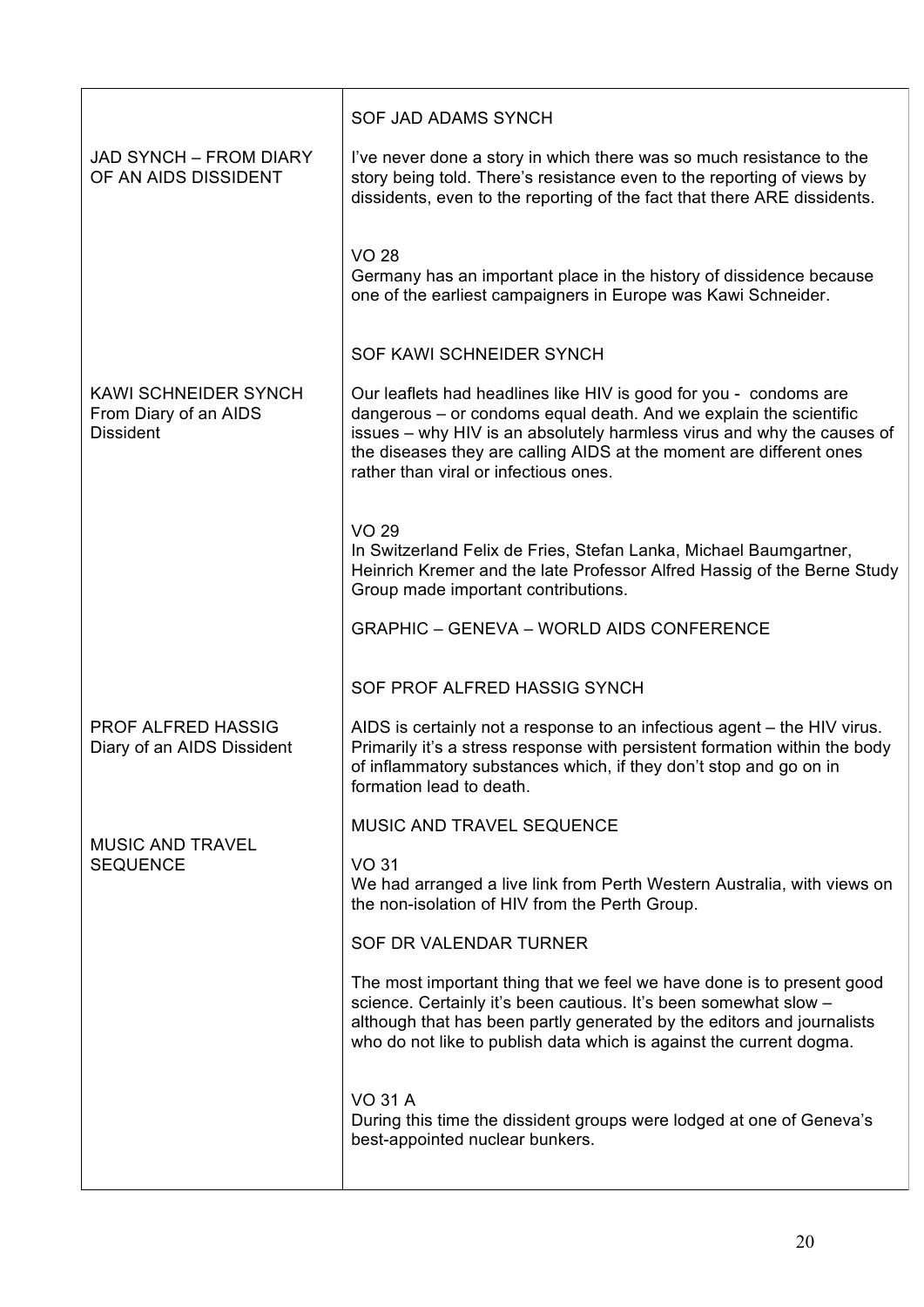| | |
|---|---|
| | SOF JAD ADAMS SYNCH |
| JAD SYNCH – FROM DIARY OF AN AIDS DISSIDENT | I've never done a story in which there was so much resistance to the story being told. There's resistance even to the reporting of views by dissidents, even to the reporting of the fact that there ARE dissidents. |
| | VO 28<br>Germany has an important place in the history of dissidence because one of the earliest campaigners in Europe was Kawi Schneider. |
| | SOF KAWI SCHNEIDER SYNCH |
| KAWI SCHNEIDER SYNCH<br>From Diary of an AIDS Dissident | Our leaflets had headlines like HIV is good for you - condoms are dangerous – or condoms equal death. And we explain the scientific issues – why HIV is an absolutely harmless virus and why the causes of the diseases they are calling AIDS at the moment are different ones rather than viral or infectious ones. |
| | VO 29<br>In Switzerland Felix de Fries, Stefan Lanka, Michael Baumgartner, Heinrich Kremer and the late Professor Alfred Hassig of the Berne Study Group made important contributions. |
| | GRAPHIC – GENEVA – WORLD AIDS CONFERENCE |
| | SOF PROF ALFRED HASSIG SYNCH |
| PROF ALFRED HASSIG<br>Diary of an AIDS Dissident | AIDS is certainly not a response to an infectious agent – the HIV virus. Primarily it's a stress response with persistent formation within the body of inflammatory substances which, if they don't stop and go on in formation lead to death. |
| | MUSIC AND TRAVEL SEQUENCE |
| MUSIC AND TRAVEL SEQUENCE | VO 31<br>We had arranged a live link from Perth Western Australia, with views on the non-isolation of HIV from the Perth Group. |
| | SOF DR VALENDAR TURNER |
| | The most important thing that we feel we have done is to present good science. Certainly it's been cautious. It's been somewhat slow – although that has been partly generated by the editors and journalists who do not like to publish data which is against the current dogma. |
| | VO 31 A<br>During this time the dissident groups were lodged at one of Geneva's best-appointed nuclear bunkers. |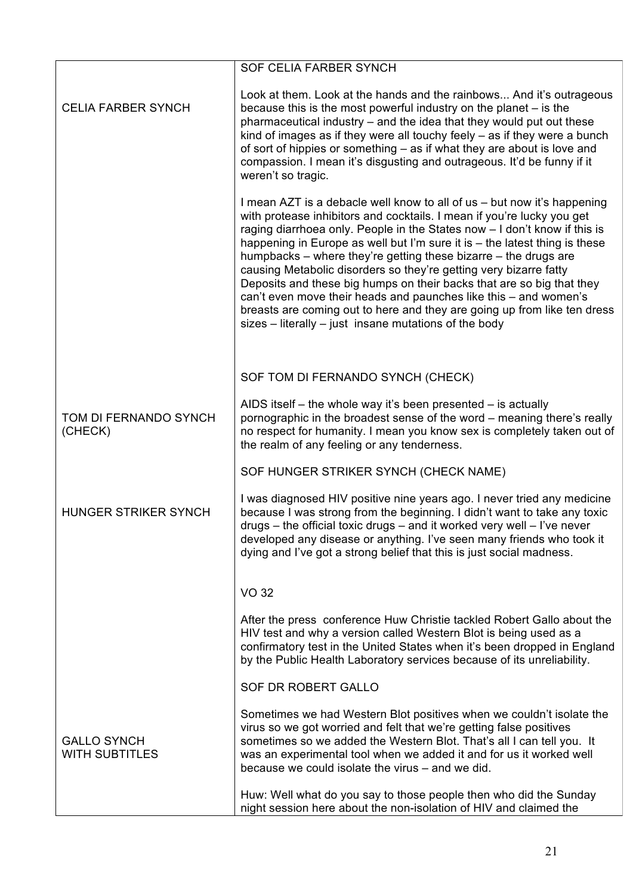| | |
|---|---|
| | SOF CELIA FARBER SYNCH |
| CELIA FARBER SYNCH | Look at them. Look at the hands and the rainbows... And it's outrageous because this is the most powerful industry on the planet – is the pharmaceutical industry – and the idea that they would put out these kind of images as if they were all touchy feely – as if they were a bunch of sort of hippies or something – as if what they are about is love and compassion. I mean it's disgusting and outrageous. It'd be funny if it weren't so tragic.<br><br>I mean AZT is a debacle well know to all of us – but now it's happening with protease inhibitors and cocktails. I mean if you're lucky you get raging diarrhoea only. People in the States now – I don't know if this is happening in Europe as well but I'm sure it is – the latest thing is these humpbacks – where they're getting these bizarre – the drugs are causing Metabolic disorders so they're getting very bizarre fatty Deposits and these big humps on their backs that are so big that they can't even move their heads and paunches like this – and women's breasts are coming out to here and they are going up from like ten dress sizes – literally – just insane mutations of the body |
| | SOF TOM DI FERNANDO SYNCH (CHECK) |
| TOM DI FERNANDO SYNCH (CHECK) | AIDS itself – the whole way it's been presented – is actually pornographic in the broadest sense of the word – meaning there's really no respect for humanity. I mean you know sex is completely taken out of the realm of any feeling or any tenderness. |
| | SOF HUNGER STRIKER SYNCH (CHECK NAME) |
| HUNGER STRIKER SYNCH | I was diagnosed HIV positive nine years ago. I never tried any medicine because I was strong from the beginning. I didn't want to take any toxic drugs – the official toxic drugs – and it worked very well – I've never developed any disease or anything. I've seen many friends who took it dying and I've got a strong belief that this is just social madness. |
| | VO 32 |
| | After the press conference Huw Christie tackled Robert Gallo about the HIV test and why a version called Western Blot is being used as a confirmatory test in the United States when it's been dropped in England by the Public Health Laboratory services because of its unreliability. |
| | SOF DR ROBERT GALLO |
| GALLO SYNCH WITH SUBTITLES | Sometimes we had Western Blot positives when we couldn't isolate the virus so we got worried and felt that we're getting false positives sometimes so we added the Western Blot. That's all I can tell you. It was an experimental tool when we added it and for us it worked well because we could isolate the virus – and we did.<br><br>Huw: Well what do you say to those people then who did the Sunday night session here about the non-isolation of HIV and claimed the |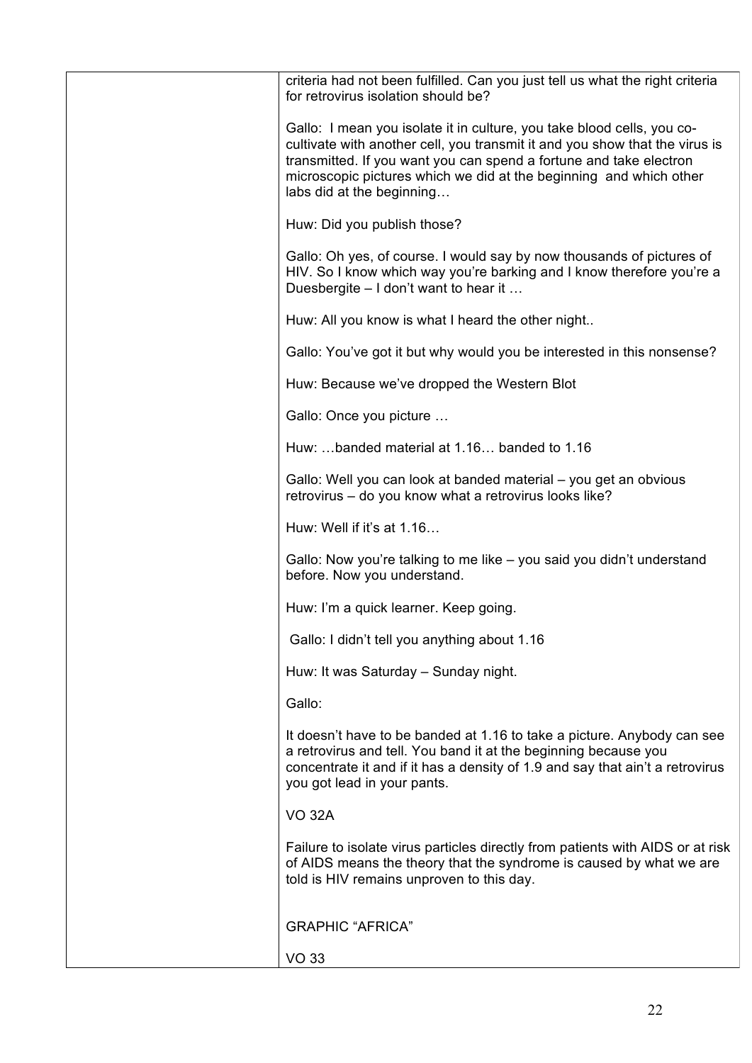| | |
|---|---|
| | criteria had not been fulfilled. Can you just tell us what the right criteria for retrovirus isolation should be?<br><br>Gallo: I mean you isolate it in culture, you take blood cells, you co-cultivate with another cell, you transmit it and you show that the virus is transmitted. If you want you can spend a fortune and take electron microscopic pictures which we did at the beginning and which other labs did at the beginning…<br><br>Huw: Did you publish those?<br><br>Gallo: Oh yes, of course. I would say by now thousands of pictures of HIV. So I know which way you're barking and I know therefore you're a Duesbergite – I don't want to hear it …<br><br>Huw: All you know is what I heard the other night..<br><br>Gallo: You've got it but why would you be interested in this nonsense?<br><br>Huw: Because we've dropped the Western Blot<br><br>Gallo: Once you picture …<br><br>Huw: …banded material at 1.16… banded to 1.16<br><br>Gallo: Well you can look at banded material – you get an obvious retrovirus – do you know what a retrovirus looks like?<br><br>Huw: Well if it's at 1.16…<br><br>Gallo: Now you're talking to me like – you said you didn't understand before. Now you understand.<br><br>Huw: I'm a quick learner. Keep going.<br><br>Gallo: I didn't tell you anything about 1.16<br><br>Huw: It was Saturday – Sunday night.<br><br>Gallo:<br><br>It doesn't have to be banded at 1.16 to take a picture. Anybody can see a retrovirus and tell. You band it at the beginning because you concentrate it and if it has a density of 1.9 and say that ain't a retrovirus you got lead in your pants.<br><br>VO 32A<br><br>Failure to isolate virus particles directly from patients with AIDS or at risk of AIDS means the theory that the syndrome is caused by what we are told is HIV remains unproven to this day.<br><br><br>GRAPHIC "AFRICA"<br><br>VO 33 |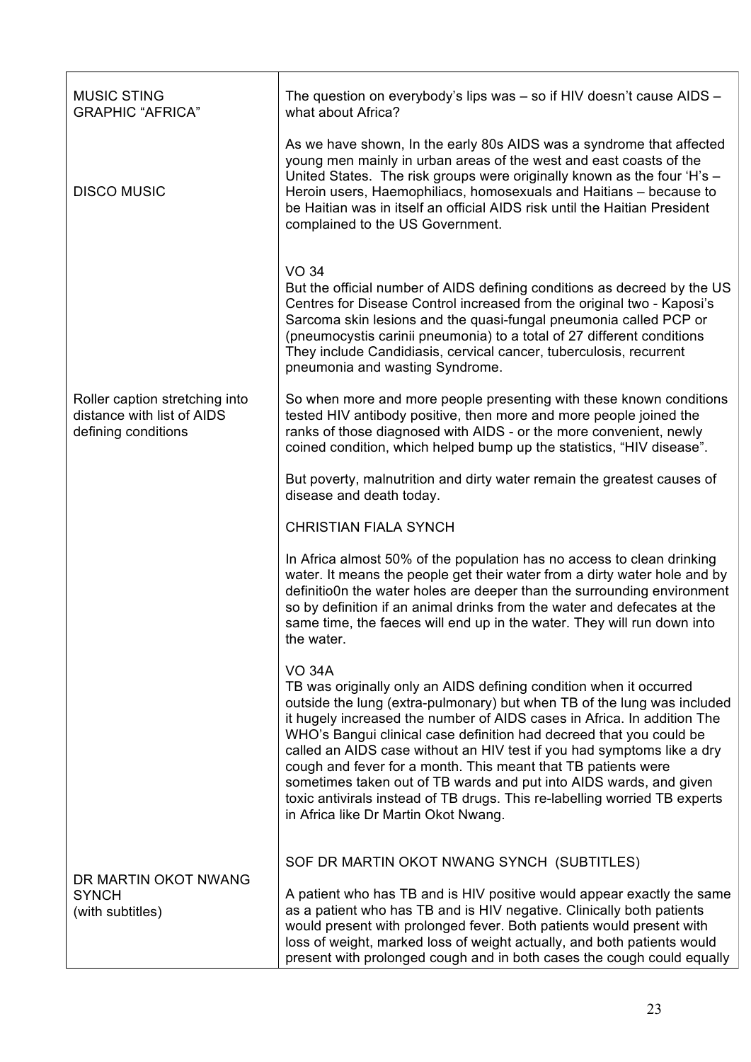| | |
|---|---|
| MUSIC STING<br>GRAPHIC "AFRICA" | The question on everybody's lips was – so if HIV doesn't cause AIDS – what about Africa? |
| DISCO MUSIC | As we have shown, In the early 80s AIDS was a syndrome that affected young men mainly in urban areas of the west and east coasts of the United States. The risk groups were originally known as the four 'H's – Heroin users, Haemophiliacs, homosexuals and Haitians – because to be Haitian was in itself an official AIDS risk until the Haitian President complained to the US Government. |
| | VO 34<br>But the official number of AIDS defining conditions as decreed by the US Centres for Disease Control increased from the original two - Kaposi's Sarcoma skin lesions and the quasi-fungal pneumonia called PCP or (pneumocystis carinii pneumonia) to a total of 27 different conditions They include Candidiasis, cervical cancer, tuberculosis, recurrent pneumonia and wasting Syndrome. |
| Roller caption stretching into distance with list of AIDS defining conditions | So when more and more people presenting with these known conditions tested HIV antibody positive, then more and more people joined the ranks of those diagnosed with AIDS - or the more convenient, newly coined condition, which helped bump up the statistics, "HIV disease".<br><br>But poverty, malnutrition and dirty water remain the greatest causes of disease and death today.<br><br>CHRISTIAN FIALA SYNCH<br><br>In Africa almost 50% of the population has no access to clean drinking water. It means the people get their water from a dirty water hole and by definitio0n the water holes are deeper than the surrounding environment so by definition if an animal drinks from the water and defecates at the same time, the faeces will end up in the water. They will run down into the water.<br><br>VO 34A<br>TB was originally only an AIDS defining condition when it occurred outside the lung (extra-pulmonary) but when TB of the lung was included it hugely increased the number of AIDS cases in Africa. In addition The WHO's Bangui clinical case definition had decreed that you could be called an AIDS case without an HIV test if you had symptoms like a dry cough and fever for a month. This meant that TB patients were sometimes taken out of TB wards and put into AIDS wards, and given toxic antivirals instead of TB drugs. This re-labelling worried TB experts in Africa like Dr Martin Okot Nwang. |
| DR MARTIN OKOT NWANG SYNCH<br>(with subtitles) | SOF DR MARTIN OKOT NWANG SYNCH (SUBTITLES)<br><br>A patient who has TB and is HIV positive would appear exactly the same as a patient who has TB and is HIV negative. Clinically both patients would present with prolonged fever. Both patients would present with loss of weight, marked loss of weight actually, and both patients would present with prolonged cough and in both cases the cough could equally |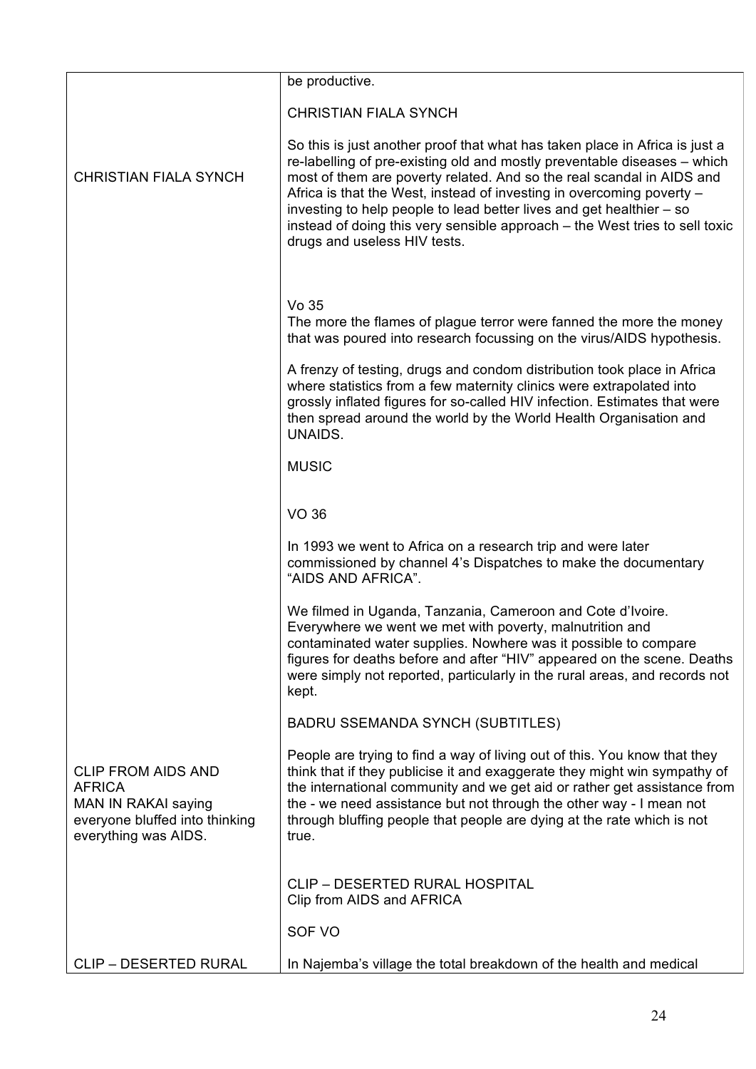| | |
|---|---|
| | be productive.<br><br>CHRISTIAN FIALA SYNCH |
| CHRISTIAN FIALA SYNCH | So this is just another proof that what has taken place in Africa is just a re-labelling of pre-existing old and mostly preventable diseases – which most of them are poverty related. And so the real scandal in AIDS and Africa is that the West, instead of investing in overcoming poverty – investing to help people to lead better lives and get healthier – so instead of doing this very sensible approach – the West tries to sell toxic drugs and useless HIV tests. |
| | Vo 35<br>The more the flames of plague terror were fanned the more the money that was poured into research focussing on the virus/AIDS hypothesis.<br><br>A frenzy of testing, drugs and condom distribution took place in Africa where statistics from a few maternity clinics were extrapolated into grossly inflated figures for so-called HIV infection. Estimates that were then spread around the world by the World Health Organisation and UNAIDS.<br><br>MUSIC<br><br>VO 36<br><br>In 1993 we went to Africa on a research trip and were later commissioned by channel 4's Dispatches to make the documentary "AIDS AND AFRICA".<br><br>We filmed in Uganda, Tanzania, Cameroon and Cote d'Ivoire. Everywhere we went we met with poverty, malnutrition and contaminated water supplies. Nowhere was it possible to compare figures for deaths before and after "HIV" appeared on the scene. Deaths were simply not reported, particularly in the rural areas, and records not kept.<br><br>BADRU SSEMANDA SYNCH (SUBTITLES) |
| CLIP FROM AIDS AND AFRICA<br>MAN IN RAKAI saying everyone bluffed into thinking everything was AIDS. | People are trying to find a way of living out of this. You know that they think that if they publicise it and exaggerate they might win sympathy of the international community and we get aid or rather get assistance from the - we need assistance but not through the other way - I mean not through bluffing people that people are dying at the rate which is not true. |
| | CLIP – DESERTED RURAL HOSPITAL<br>Clip from AIDS and AFRICA<br><br>SOF VO |
| CLIP – DESERTED RURAL | In Najemba's village the total breakdown of the health and medical |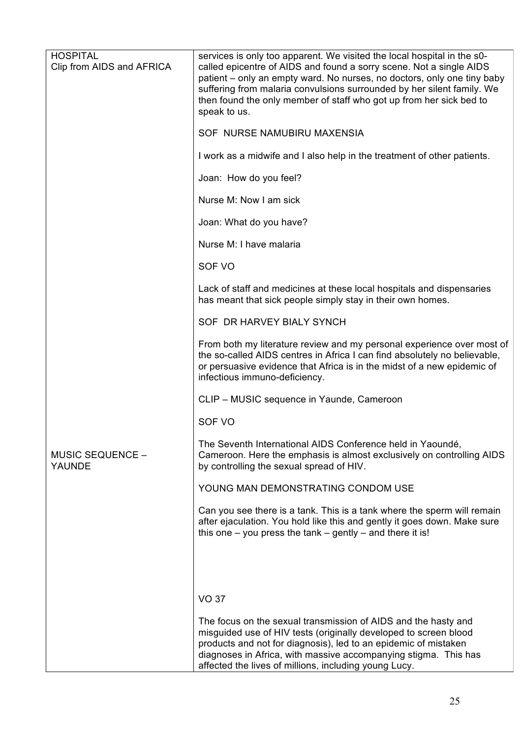| HOSPITAL<br>Clip from AIDS and AFRICA | services is only too apparent. We visited the local hospital in the s0-called epicentre of AIDS and found a sorry scene. Not a single AIDS patient – only an empty ward. No nurses, no doctors, only one tiny baby suffering from malaria convulsions surrounded by her silent family. We then found the only member of staff who got up from her sick bed to speak to us.<br><br>SOF NURSE NAMUBIRU MAXENSIA<br><br>I work as a midwife and I also help in the treatment of other patients.<br><br>Joan: How do you feel?<br><br>Nurse M: Now I am sick<br><br>Joan: What do you have?<br><br>Nurse M: I have malaria<br><br>SOF VO<br><br>Lack of staff and medicines at these local hospitals and dispensaries has meant that sick people simply stay in their own homes.<br><br>SOF DR HARVEY BIALY SYNCH<br><br>From both my literature review and my personal experience over most of the so-called AIDS centres in Africa I can find absolutely no believable, or persuasive evidence that Africa is in the midst of a new epidemic of infectious immuno-deficiency.<br><br>CLIP – MUSIC sequence in Yaunde, Cameroon<br><br>SOF VO |
|---|---|
| MUSIC SEQUENCE – YAUNDE | The Seventh International AIDS Conference held in Yaoundé, Cameroon. Here the emphasis is almost exclusively on controlling AIDS by controlling the sexual spread of HIV.<br><br>YOUNG MAN DEMONSTRATING CONDOM USE<br><br>Can you see there is a tank. This is a tank where the sperm will remain after ejaculation. You hold like this and gently it goes down. Make sure this one – you press the tank – gently – and there it is!<br><br>VO 37<br><br>The focus on the sexual transmission of AIDS and the hasty and misguided use of HIV tests (originally developed to screen blood products and not for diagnosis), led to an epidemic of mistaken diagnoses in Africa, with massive accompanying stigma. This has affected the lives of millions, including young Lucy. |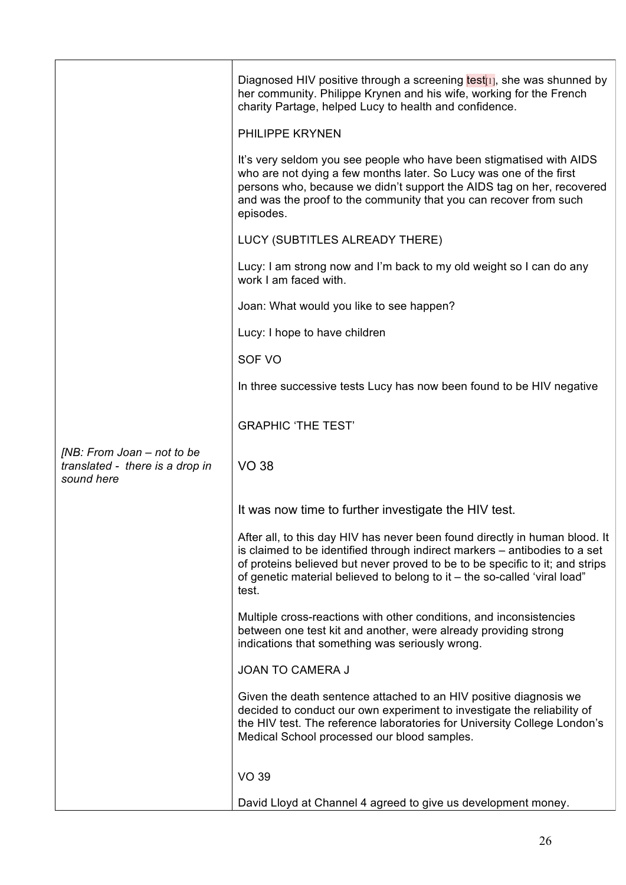| | |
|---|---|
| | Diagnosed HIV positive through a screening test[1], she was shunned by her community. Philippe Krynen and his wife, working for the French charity Partage, helped Lucy to health and confidence.<br><br>PHILIPPE KRYNEN<br><br>It's very seldom you see people who have been stigmatised with AIDS who are not dying a few months later. So Lucy was one of the first persons who, because we didn't support the AIDS tag on her, recovered and was the proof to the community that you can recover from such episodes.<br><br>LUCY (SUBTITLES ALREADY THERE)<br><br>Lucy: I am strong now and I'm back to my old weight so I can do any work I am faced with.<br><br>Joan: What would you like to see happen?<br><br>Lucy: I hope to have children<br><br>SOF VO<br><br>In three successive tests Lucy has now been found to be HIV negative<br><br>GRAPHIC 'THE TEST' |
| *[NB: From Joan – not to be translated - there is a drop in sound here* | VO 38<br><br>It was now time to further investigate the HIV test.<br><br>After all, to this day HIV has never been found directly in human blood. It is claimed to be identified through indirect markers – antibodies to a set of proteins believed but never proved to be to be specific to it; and strips of genetic material believed to belong to it – the so-called 'viral load" test.<br><br>Multiple cross-reactions with other conditions, and inconsistencies between one test kit and another, were already providing strong indications that something was seriously wrong.<br><br>JOAN TO CAMERA J<br><br>Given the death sentence attached to an HIV positive diagnosis we decided to conduct our own experiment to investigate the reliability of the HIV test. The reference laboratories for University College London's Medical School processed our blood samples.<br><br>VO 39<br><br>David Lloyd at Channel 4 agreed to give us development money. |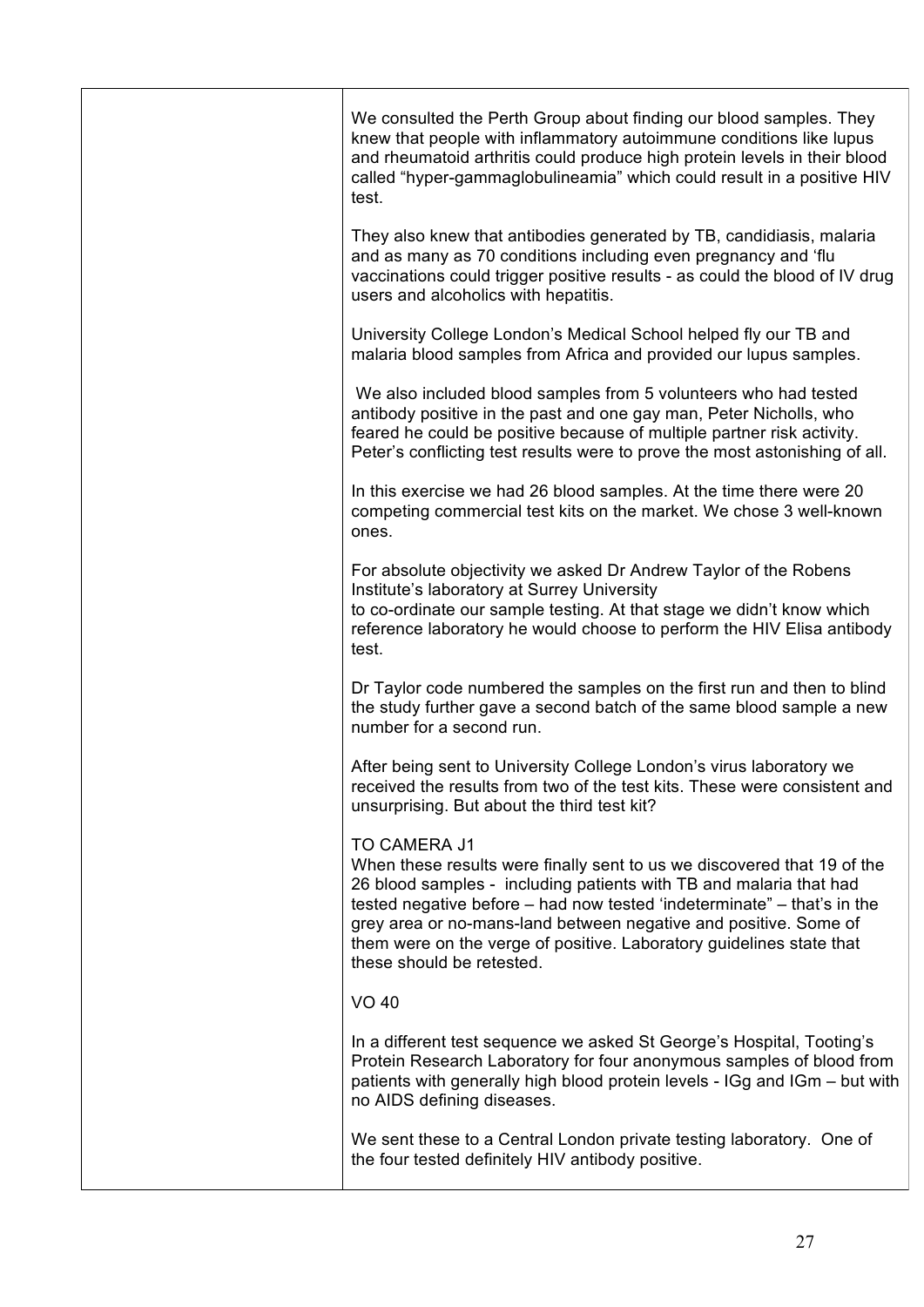| | We consulted the Perth Group about finding our blood samples. They knew that people with inflammatory autoimmune conditions like lupus and rheumatoid arthritis could produce high protein levels in their blood called "hyper-gammaglobulineamia" which could result in a positive HIV test.<br><br>They also knew that antibodies generated by TB, candidiasis, malaria and as many as 70 conditions including even pregnancy and 'flu vaccinations could trigger positive results - as could the blood of IV drug users and alcoholics with hepatitis.<br><br>University College London's Medical School helped fly our TB and malaria blood samples from Africa and provided our lupus samples.<br><br>We also included blood samples from 5 volunteers who had tested antibody positive in the past and one gay man, Peter Nicholls, who feared he could be positive because of multiple partner risk activity. Peter's conflicting test results were to prove the most astonishing of all.<br><br>In this exercise we had 26 blood samples. At the time there were 20 competing commercial test kits on the market. We chose 3 well-known ones.<br><br>For absolute objectivity we asked Dr Andrew Taylor of the Robens Institute's laboratory at Surrey University<br>to co-ordinate our sample testing. At that stage we didn't know which reference laboratory he would choose to perform the HIV Elisa antibody test.<br><br>Dr Taylor code numbered the samples on the first run and then to blind the study further gave a second batch of the same blood sample a new number for a second run.<br><br>After being sent to University College London's virus laboratory we received the results from two of the test kits. These were consistent and unsurprising. But about the third test kit?<br><br>TO CAMERA J1<br>When these results were finally sent to us we discovered that 19 of the 26 blood samples - including patients with TB and malaria that had tested negative before – had now tested 'indeterminate" – that's in the grey area or no-mans-land between negative and positive. Some of them were on the verge of positive. Laboratory guidelines state that these should be retested.<br><br>VO 40<br><br>In a different test sequence we asked St George's Hospital, Tooting's Protein Research Laboratory for four anonymous samples of blood from patients with generally high blood protein levels - IGg and IGm – but with no AIDS defining diseases.<br><br>We sent these to a Central London private testing laboratory. One of the four tested definitely HIV antibody positive. |
|---|---|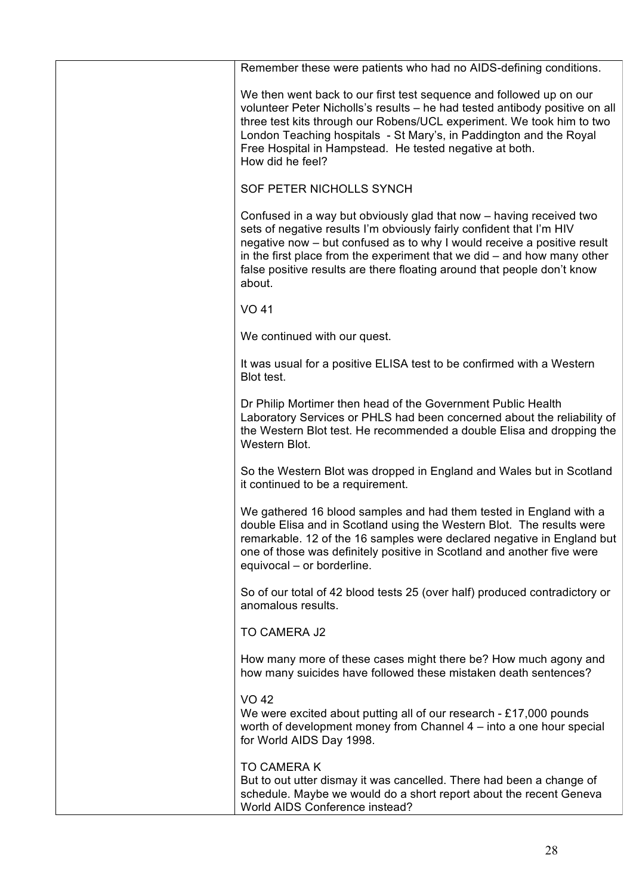| | Remember these were patients who had no AIDS-defining conditions.<br><br>We then went back to our first test sequence and followed up on our volunteer Peter Nicholls's results – he had tested antibody positive on all three test kits through our Robens/UCL experiment. We took him to two London Teaching hospitals - St Mary's, in Paddington and the Royal Free Hospital in Hampstead. He tested negative at both.<br>How did he feel?<br><br>SOF PETER NICHOLLS SYNCH<br><br>Confused in a way but obviously glad that now – having received two sets of negative results I'm obviously fairly confident that I'm HIV negative now – but confused as to why I would receive a positive result in the first place from the experiment that we did – and how many other false positive results are there floating around that people don't know about.<br><br>VO 41<br><br>We continued with our quest.<br><br>It was usual for a positive ELISA test to be confirmed with a Western Blot test.<br><br>Dr Philip Mortimer then head of the Government Public Health Laboratory Services or PHLS had been concerned about the reliability of the Western Blot test. He recommended a double Elisa and dropping the Western Blot.<br><br>So the Western Blot was dropped in England and Wales but in Scotland it continued to be a requirement.<br><br>We gathered 16 blood samples and had them tested in England with a double Elisa and in Scotland using the Western Blot. The results were remarkable. 12 of the 16 samples were declared negative in England but one of those was definitely positive in Scotland and another five were equivocal – or borderline.<br><br>So of our total of 42 blood tests 25 (over half) produced contradictory or anomalous results.<br><br>TO CAMERA J2<br><br>How many more of these cases might there be? How much agony and how many suicides have followed these mistaken death sentences?<br><br>VO 42<br>We were excited about putting all of our research - £17,000 pounds worth of development money from Channel 4 – into a one hour special for World AIDS Day 1998.<br><br>TO CAMERA K<br>But to out utter dismay it was cancelled. There had been a change of schedule. Maybe we would do a short report about the recent Geneva World AIDS Conference instead? |
|---|---|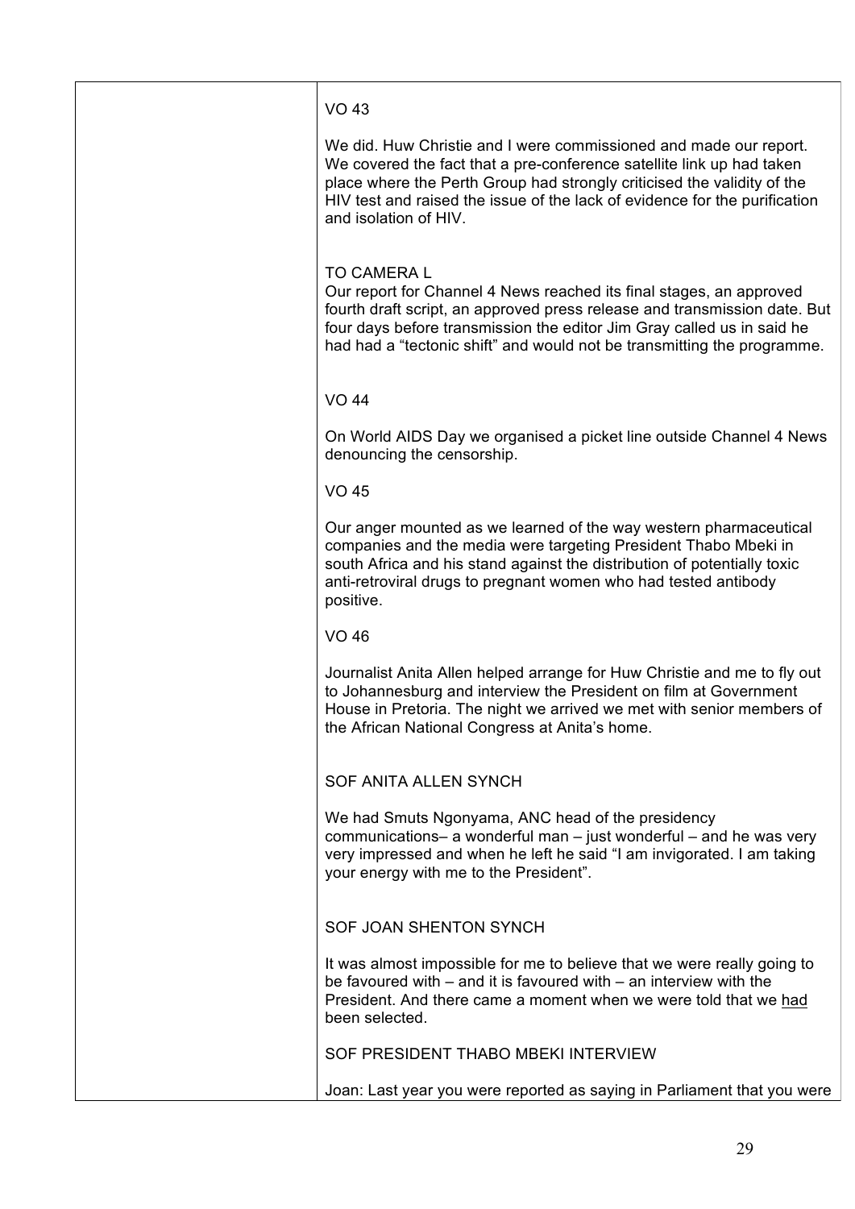| | |
|---|---|
| | VO 43<br><br>We did. Huw Christie and I were commissioned and made our report. We covered the fact that a pre-conference satellite link up had taken place where the Perth Group had strongly criticised the validity of the HIV test and raised the issue of the lack of evidence for the purification and isolation of HIV.<br><br>TO CAMERA L<br>Our report for Channel 4 News reached its final stages, an approved fourth draft script, an approved press release and transmission date. But four days before transmission the editor Jim Gray called us in said he had had a "tectonic shift" and would not be transmitting the programme.<br><br>VO 44<br><br>On World AIDS Day we organised a picket line outside Channel 4 News denouncing the censorship.<br><br>VO 45<br><br>Our anger mounted as we learned of the way western pharmaceutical companies and the media were targeting President Thabo Mbeki in south Africa and his stand against the distribution of potentially toxic anti-retroviral drugs to pregnant women who had tested antibody positive.<br><br>VO 46<br><br>Journalist Anita Allen helped arrange for Huw Christie and me to fly out to Johannesburg and interview the President on film at Government House in Pretoria. The night we arrived we met with senior members of the African National Congress at Anita's home.<br><br>SOF ANITA ALLEN SYNCH<br><br>We had Smuts Ngonyama, ANC head of the presidency communications– a wonderful man – just wonderful – and he was very very impressed and when he left he said "I am invigorated. I am taking your energy with me to the President".<br><br>SOF JOAN SHENTON SYNCH<br><br>It was almost impossible for me to believe that we were really going to be favoured with – and it is favoured with – an interview with the President. And there came a moment when we were told that we <u>had</u> been selected.<br><br>SOF PRESIDENT THABO MBEKI INTERVIEW<br><br>Joan: Last year you were reported as saying in Parliament that you were |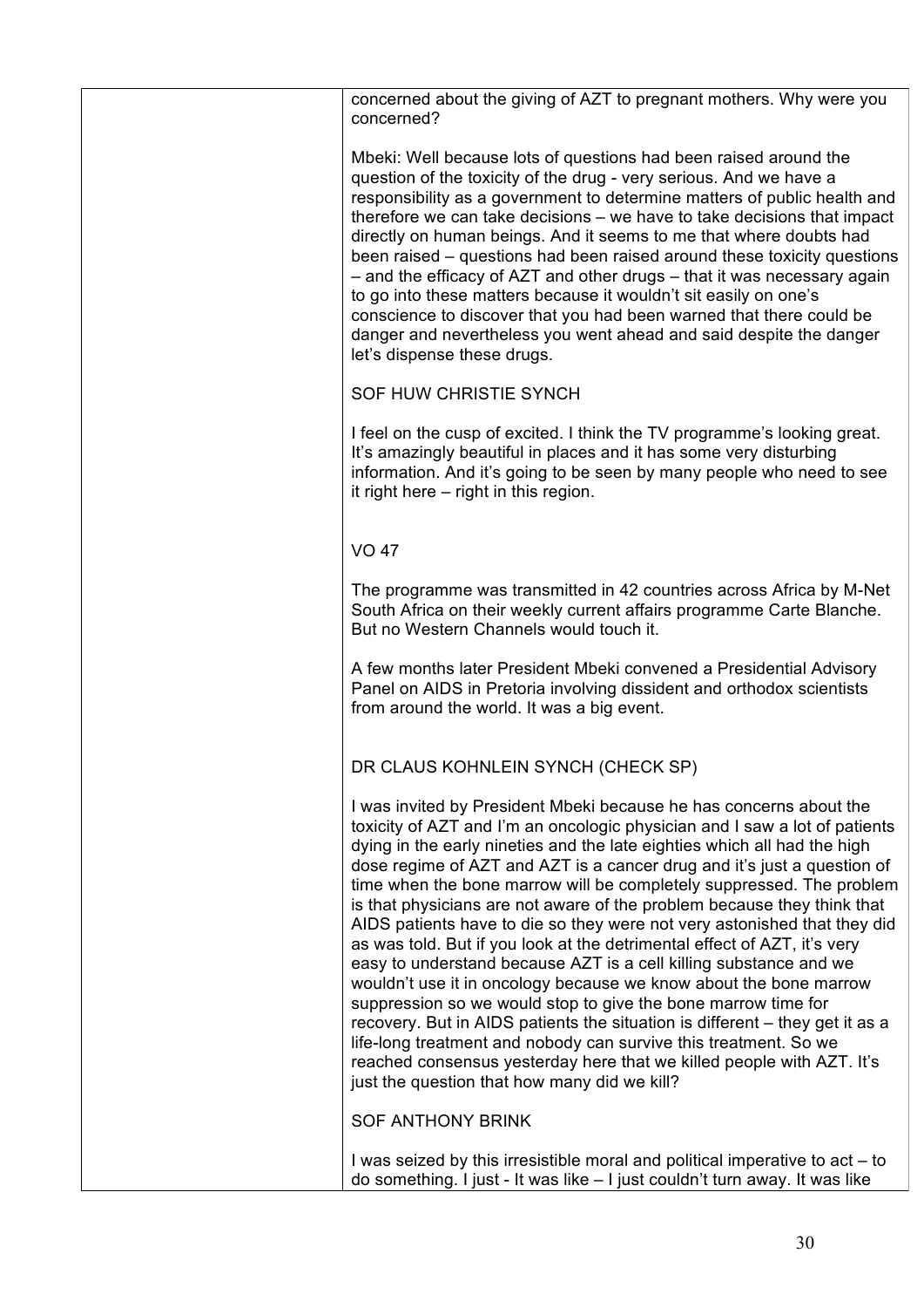concerned about the giving of AZT to pregnant mothers. Why were you concerned?

Mbeki: Well because lots of questions had been raised around the question of the toxicity of the drug - very serious. And we have a responsibility as a government to determine matters of public health and therefore we can take decisions – we have to take decisions that impact directly on human beings. And it seems to me that where doubts had been raised – questions had been raised around these toxicity questions – and the efficacy of AZT and other drugs – that it was necessary again to go into these matters because it wouldn't sit easily on one's conscience to discover that you had been warned that there could be danger and nevertheless you went ahead and said despite the danger let's dispense these drugs.

SOF HUW CHRISTIE SYNCH

I feel on the cusp of excited. I think the TV programme's looking great. It's amazingly beautiful in places and it has some very disturbing information. And it's going to be seen by many people who need to see it right here – right in this region.

VO 47

The programme was transmitted in 42 countries across Africa by M-Net South Africa on their weekly current affairs programme Carte Blanche. But no Western Channels would touch it.

A few months later President Mbeki convened a Presidential Advisory Panel on AIDS in Pretoria involving dissident and orthodox scientists from around the world. It was a big event.

DR CLAUS KOHNLEIN SYNCH (CHECK SP)

I was invited by President Mbeki because he has concerns about the toxicity of AZT and I'm an oncologic physician and I saw a lot of patients dying in the early nineties and the late eighties which all had the high dose regime of AZT and AZT is a cancer drug and it's just a question of time when the bone marrow will be completely suppressed. The problem is that physicians are not aware of the problem because they think that AIDS patients have to die so they were not very astonished that they did as was told. But if you look at the detrimental effect of AZT, it's very easy to understand because AZT is a cell killing substance and we wouldn't use it in oncology because we know about the bone marrow suppression so we would stop to give the bone marrow time for recovery. But in AIDS patients the situation is different – they get it as a life-long treatment and nobody can survive this treatment. So we reached consensus yesterday here that we killed people with AZT. It's just the question that how many did we kill?

SOF ANTHONY BRINK

I was seized by this irresistible moral and political imperative to act – to do something. I just - It was like – I just couldn't turn away. It was like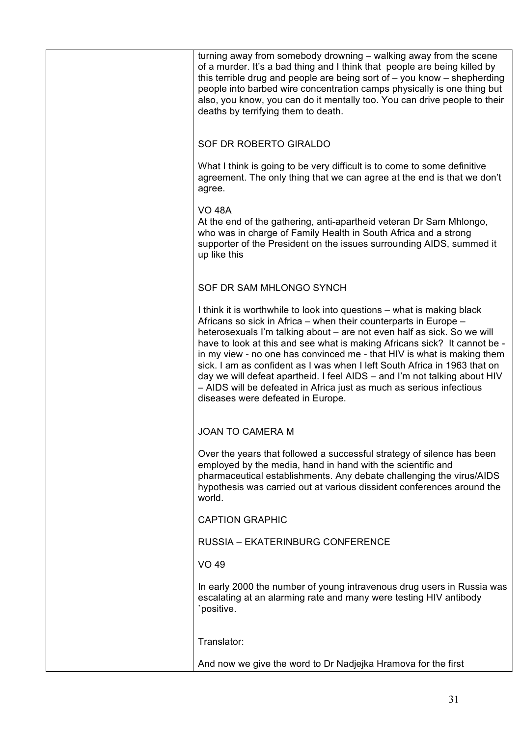| | |
|---|---|
| | turning away from somebody drowning – walking away from the scene of a murder. It's a bad thing and I think that people are being killed by this terrible drug and people are being sort of – you know – shepherding people into barbed wire concentration camps physically is one thing but also, you know, you can do it mentally too. You can drive people to their deaths by terrifying them to death.<br><br>SOF DR ROBERTO GIRALDO<br><br>What I think is going to be very difficult is to come to some definitive agreement. The only thing that we can agree at the end is that we don't agree.<br><br>VO 48A<br>At the end of the gathering, anti-apartheid veteran Dr Sam Mhlongo, who was in charge of Family Health in South Africa and a strong supporter of the President on the issues surrounding AIDS, summed it up like this<br><br>SOF DR SAM MHLONGO SYNCH<br><br>I think it is worthwhile to look into questions – what is making black Africans so sick in Africa – when their counterparts in Europe – heterosexuals I'm talking about – are not even half as sick. So we will have to look at this and see what is making Africans sick? It cannot be - in my view - no one has convinced me - that HIV is what is making them sick. I am as confident as I was when I left South Africa in 1963 that on day we will defeat apartheid. I feel AIDS – and I'm not talking about HIV – AIDS will be defeated in Africa just as much as serious infectious diseases were defeated in Europe.<br><br>JOAN TO CAMERA M<br><br>Over the years that followed a successful strategy of silence has been employed by the media, hand in hand with the scientific and pharmaceutical establishments. Any debate challenging the virus/AIDS hypothesis was carried out at various dissident conferences around the world.<br><br>CAPTION GRAPHIC<br><br>RUSSIA – EKATERINBURG CONFERENCE<br><br>VO 49<br><br>In early 2000 the number of young intravenous drug users in Russia was escalating at an alarming rate and many were testing HIV antibody `positive.<br><br>Translator:<br><br>And now we give the word to Dr Nadjejka Hramova for the first |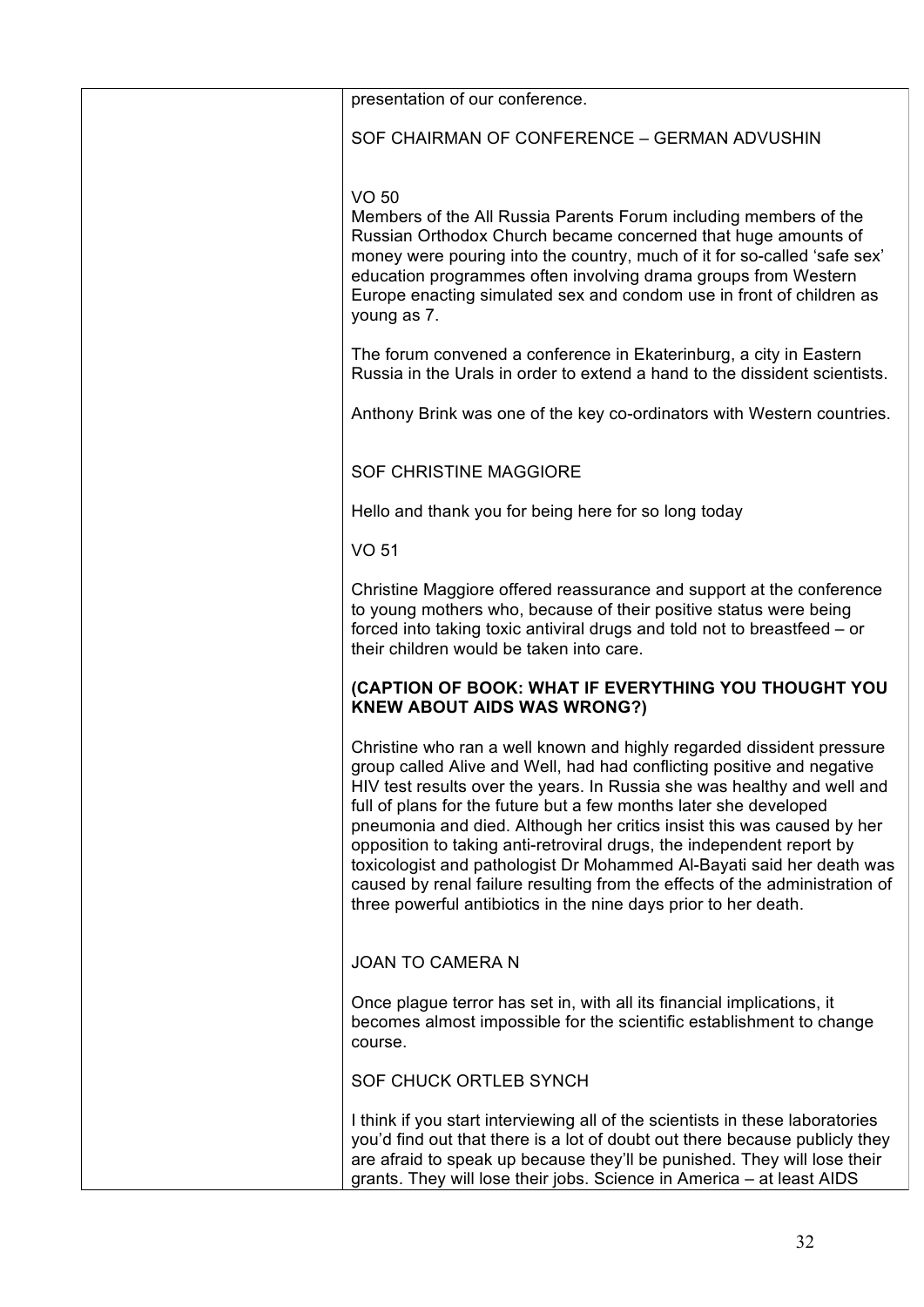presentation of our conference.

SOF CHAIRMAN OF CONFERENCE – GERMAN ADVUSHIN

VO 50

Members of the All Russia Parents Forum including members of the Russian Orthodox Church became concerned that huge amounts of money were pouring into the country, much of it for so-called 'safe sex' education programmes often involving drama groups from Western Europe enacting simulated sex and condom use in front of children as young as 7.

The forum convened a conference in Ekaterinburg, a city in Eastern Russia in the Urals in order to extend a hand to the dissident scientists.

Anthony Brink was one of the key co-ordinators with Western countries.

SOF CHRISTINE MAGGIORE

Hello and thank you for being here for so long today

VO 51

Christine Maggiore offered reassurance and support at the conference to young mothers who, because of their positive status were being forced into taking toxic antiviral drugs and told not to breastfeed – or their children would be taken into care.

**(CAPTION OF BOOK: WHAT IF EVERYTHING YOU THOUGHT YOU KNEW ABOUT AIDS WAS WRONG?)**

Christine who ran a well known and highly regarded dissident pressure group called Alive and Well, had had conflicting positive and negative HIV test results over the years. In Russia she was healthy and well and full of plans for the future but a few months later she developed pneumonia and died. Although her critics insist this was caused by her opposition to taking anti-retroviral drugs, the independent report by toxicologist and pathologist Dr Mohammed Al-Bayati said her death was caused by renal failure resulting from the effects of the administration of three powerful antibiotics in the nine days prior to her death.

JOAN TO CAMERA N

Once plague terror has set in, with all its financial implications, it becomes almost impossible for the scientific establishment to change course.

SOF CHUCK ORTLEB SYNCH

I think if you start interviewing all of the scientists in these laboratories you'd find out that there is a lot of doubt out there because publicly they are afraid to speak up because they'll be punished. They will lose their grants. They will lose their jobs. Science in America – at least AIDS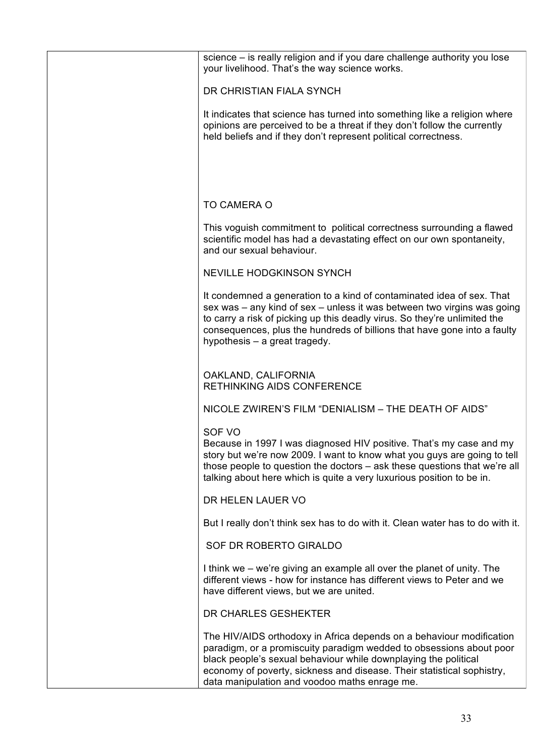| | |
|---|---|
| | science – is really religion and if you dare challenge authority you lose your livelihood. That's the way science works.<br><br>DR CHRISTIAN FIALA SYNCH<br><br>It indicates that science has turned into something like a religion where opinions are perceived to be a threat if they don't follow the currently held beliefs and if they don't represent political correctness.<br><br>TO CAMERA O<br><br>This voguish commitment to political correctness surrounding a flawed scientific model has had a devastating effect on our own spontaneity, and our sexual behaviour.<br><br>NEVILLE HODGKINSON SYNCH<br><br>It condemned a generation to a kind of contaminated idea of sex. That sex was – any kind of sex – unless it was between two virgins was going to carry a risk of picking up this deadly virus. So they're unlimited the consequences, plus the hundreds of billions that have gone into a faulty hypothesis – a great tragedy.<br><br>OAKLAND, CALIFORNIA<br>RETHINKING AIDS CONFERENCE<br><br>NICOLE ZWIREN'S FILM "DENIALISM – THE DEATH OF AIDS"<br><br>SOF VO<br>Because in 1997 I was diagnosed HIV positive. That's my case and my story but we're now 2009. I want to know what you guys are going to tell those people to question the doctors – ask these questions that we're all talking about here which is quite a very luxurious position to be in.<br><br>DR HELEN LAUER VO<br><br>But I really don't think sex has to do with it. Clean water has to do with it.<br><br>SOF DR ROBERTO GIRALDO<br><br>I think we – we're giving an example all over the planet of unity. The different views - how for instance has different views to Peter and we have different views, but we are united.<br><br>DR CHARLES GESHEKTER<br><br>The HIV/AIDS orthodoxy in Africa depends on a behaviour modification paradigm, or a promiscuity paradigm wedded to obsessions about poor black people's sexual behaviour while downplaying the political economy of poverty, sickness and disease. Their statistical sophistry, data manipulation and voodoo maths enrage me. |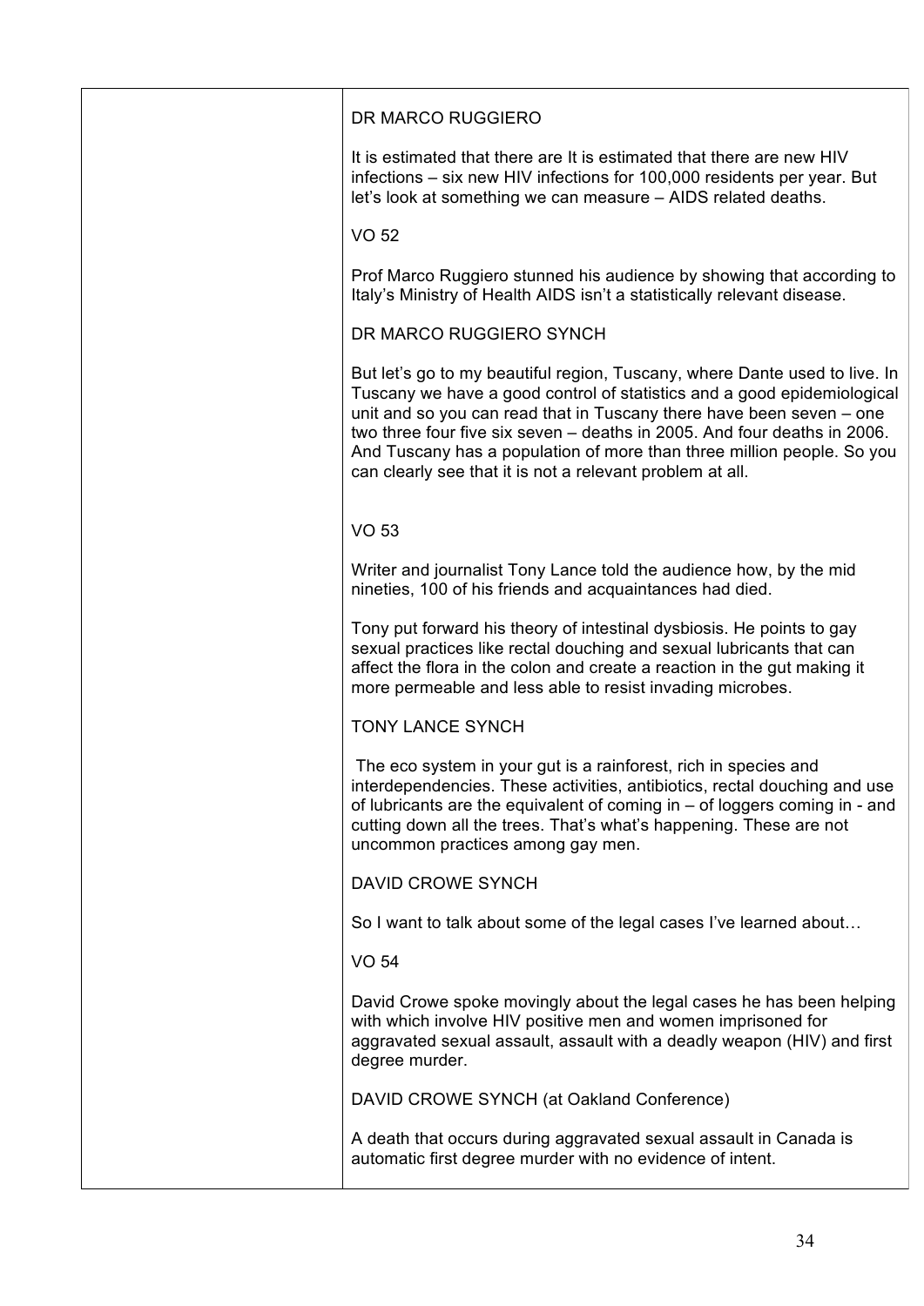| | |
|---|---|
| | DR MARCO RUGGIERO<br><br>It is estimated that there are It is estimated that there are new HIV infections – six new HIV infections for 100,000 residents per year. But let's look at something we can measure – AIDS related deaths.<br><br>VO 52<br><br>Prof Marco Ruggiero stunned his audience by showing that according to Italy's Ministry of Health AIDS isn't a statistically relevant disease.<br><br>DR MARCO RUGGIERO SYNCH<br><br>But let's go to my beautiful region, Tuscany, where Dante used to live. In Tuscany we have a good control of statistics and a good epidemiological unit and so you can read that in Tuscany there have been seven – one two three four five six seven – deaths in 2005. And four deaths in 2006. And Tuscany has a population of more than three million people. So you can clearly see that it is not a relevant problem at all.<br><br>VO 53<br><br>Writer and journalist Tony Lance told the audience how, by the mid nineties, 100 of his friends and acquaintances had died.<br><br>Tony put forward his theory of intestinal dysbiosis. He points to gay sexual practices like rectal douching and sexual lubricants that can affect the flora in the colon and create a reaction in the gut making it more permeable and less able to resist invading microbes.<br><br>TONY LANCE SYNCH<br><br>The eco system in your gut is a rainforest, rich in species and interdependencies. These activities, antibiotics, rectal douching and use of lubricants are the equivalent of coming in – of loggers coming in - and cutting down all the trees. That's what's happening. These are not uncommon practices among gay men.<br><br>DAVID CROWE SYNCH<br><br>So I want to talk about some of the legal cases I've learned about…<br><br>VO 54<br><br>David Crowe spoke movingly about the legal cases he has been helping with which involve HIV positive men and women imprisoned for aggravated sexual assault, assault with a deadly weapon (HIV) and first degree murder.<br><br>DAVID CROWE SYNCH (at Oakland Conference)<br><br>A death that occurs during aggravated sexual assault in Canada is automatic first degree murder with no evidence of intent. |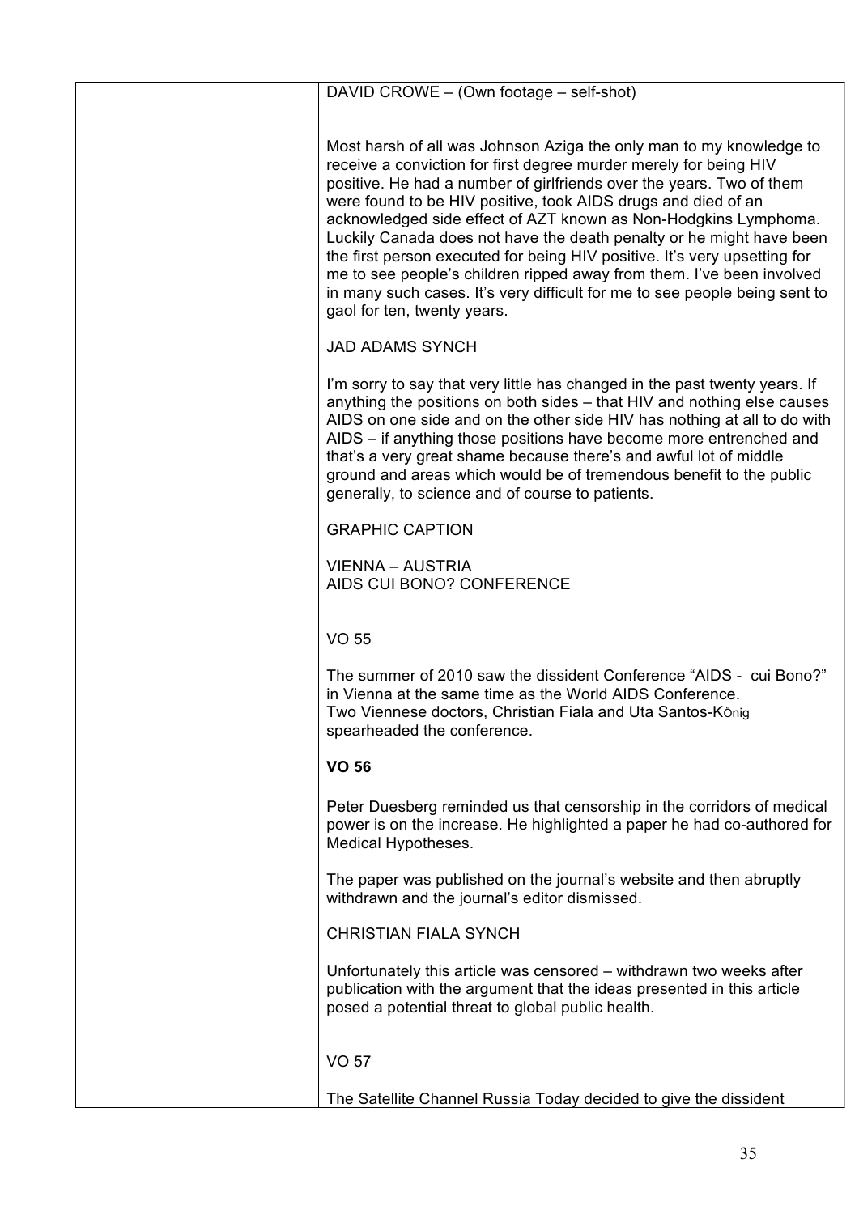DAVID CROWE – (Own footage – self-shot)

Most harsh of all was Johnson Aziga the only man to my knowledge to receive a conviction for first degree murder merely for being HIV positive. He had a number of girlfriends over the years. Two of them were found to be HIV positive, took AIDS drugs and died of an acknowledged side effect of AZT known as Non-Hodgkins Lymphoma. Luckily Canada does not have the death penalty or he might have been the first person executed for being HIV positive. It's very upsetting for me to see people's children ripped away from them. I've been involved in many such cases. It's very difficult for me to see people being sent to gaol for ten, twenty years.

JAD ADAMS SYNCH

I'm sorry to say that very little has changed in the past twenty years. If anything the positions on both sides – that HIV and nothing else causes AIDS on one side and on the other side HIV has nothing at all to do with AIDS – if anything those positions have become more entrenched and that's a very great shame because there's and awful lot of middle ground and areas which would be of tremendous benefit to the public generally, to science and of course to patients.

GRAPHIC CAPTION

VIENNA – AUSTRIA
AIDS CUI BONO? CONFERENCE

VO 55

The summer of 2010 saw the dissident Conference "AIDS - cui Bono?" in Vienna at the same time as the World AIDS Conference.
Two Viennese doctors, Christian Fiala and Uta Santos-König spearheaded the conference.

**VO 56**

Peter Duesberg reminded us that censorship in the corridors of medical power is on the increase. He highlighted a paper he had co-authored for Medical Hypotheses.

The paper was published on the journal's website and then abruptly withdrawn and the journal's editor dismissed.

CHRISTIAN FIALA SYNCH

Unfortunately this article was censored – withdrawn two weeks after publication with the argument that the ideas presented in this article posed a potential threat to global public health.

VO 57

The Satellite Channel Russia Today decided to give the dissident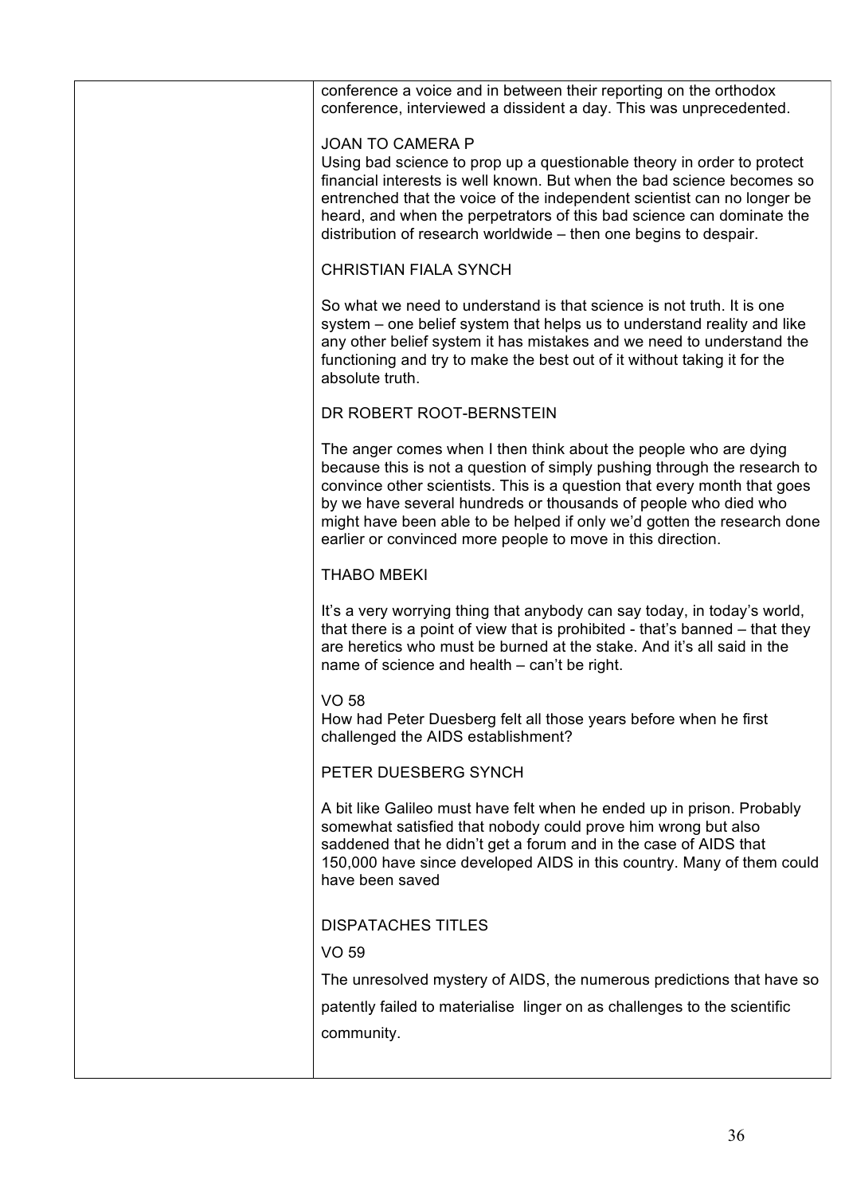conference a voice and in between their reporting on the orthodox conference, interviewed a dissident a day. This was unprecedented.

JOAN TO CAMERA P

Using bad science to prop up a questionable theory in order to protect financial interests is well known. But when the bad science becomes so entrenched that the voice of the independent scientist can no longer be heard, and when the perpetrators of this bad science can dominate the distribution of research worldwide – then one begins to despair.

CHRISTIAN FIALA SYNCH

So what we need to understand is that science is not truth. It is one system – one belief system that helps us to understand reality and like any other belief system it has mistakes and we need to understand the functioning and try to make the best out of it without taking it for the absolute truth.

DR ROBERT ROOT-BERNSTEIN

The anger comes when I then think about the people who are dying because this is not a question of simply pushing through the research to convince other scientists. This is a question that every month that goes by we have several hundreds or thousands of people who died who might have been able to be helped if only we'd gotten the research done earlier or convinced more people to move in this direction.

THABO MBEKI

It's a very worrying thing that anybody can say today, in today's world, that there is a point of view that is prohibited - that's banned – that they are heretics who must be burned at the stake. And it's all said in the name of science and health – can't be right.

VO 58

How had Peter Duesberg felt all those years before when he first challenged the AIDS establishment?

PETER DUESBERG SYNCH

A bit like Galileo must have felt when he ended up in prison. Probably somewhat satisfied that nobody could prove him wrong but also saddened that he didn't get a forum and in the case of AIDS that 150,000 have since developed AIDS in this country. Many of them could have been saved

DISPATACHES TITLES

VO 59

The unresolved mystery of AIDS, the numerous predictions that have so patently failed to materialise linger on as challenges to the scientific community.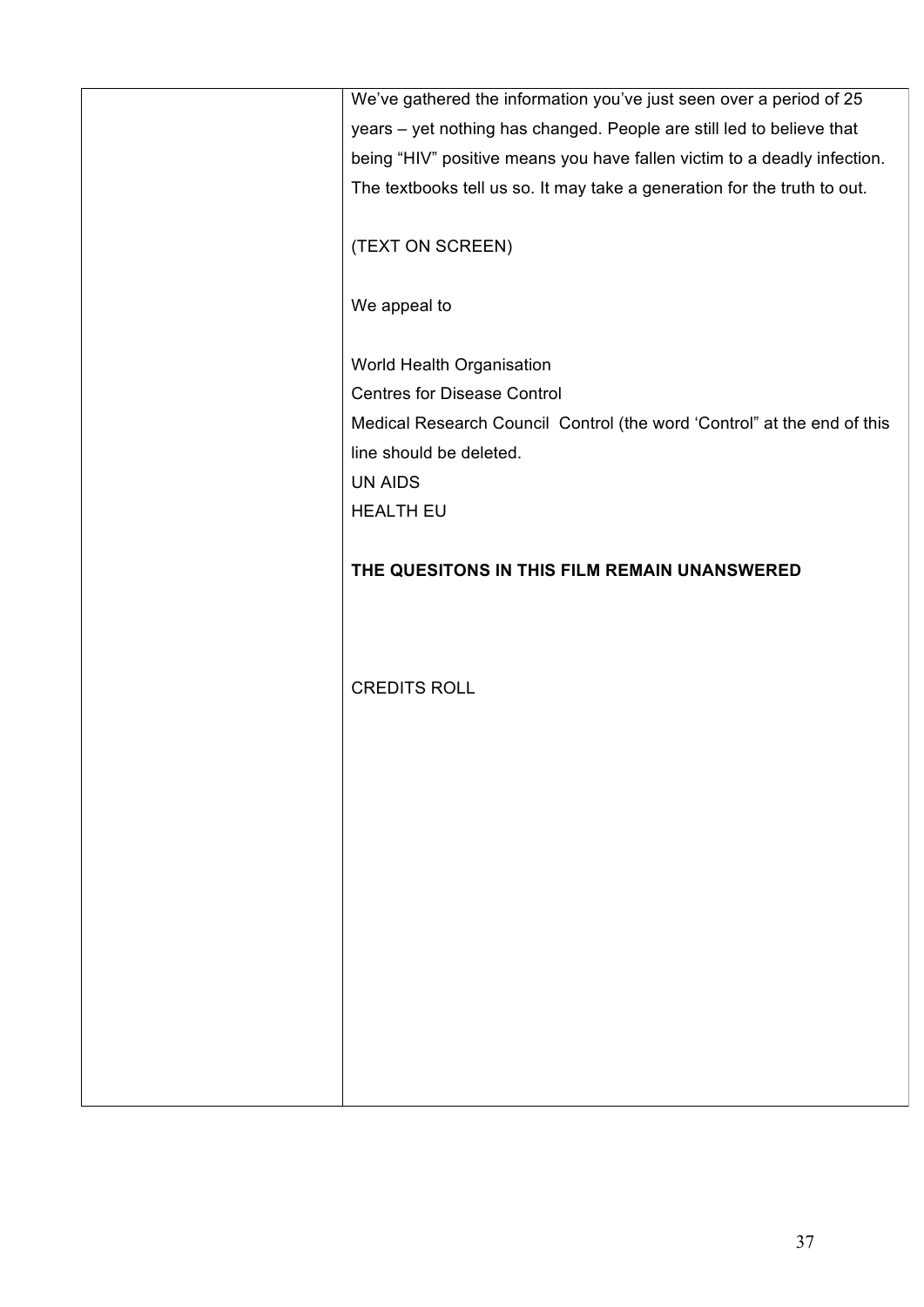| | |
|---|---|
| | We've gathered the information you've just seen over a period of 25 years – yet nothing has changed. People are still led to believe that being "HIV" positive means you have fallen victim to a deadly infection. The textbooks tell us so. It may take a generation for the truth to out.<br><br>(TEXT ON SCREEN)<br><br>We appeal to<br><br>World Health Organisation<br>Centres for Disease Control<br>Medical Research Council  Control (the word 'Control" at the end of this line should be deleted.<br>UN AIDS<br>HEALTH EU<br><br>**THE QUESITONS IN THIS FILM REMAIN UNANSWERED**<br><br>CREDITS ROLL |